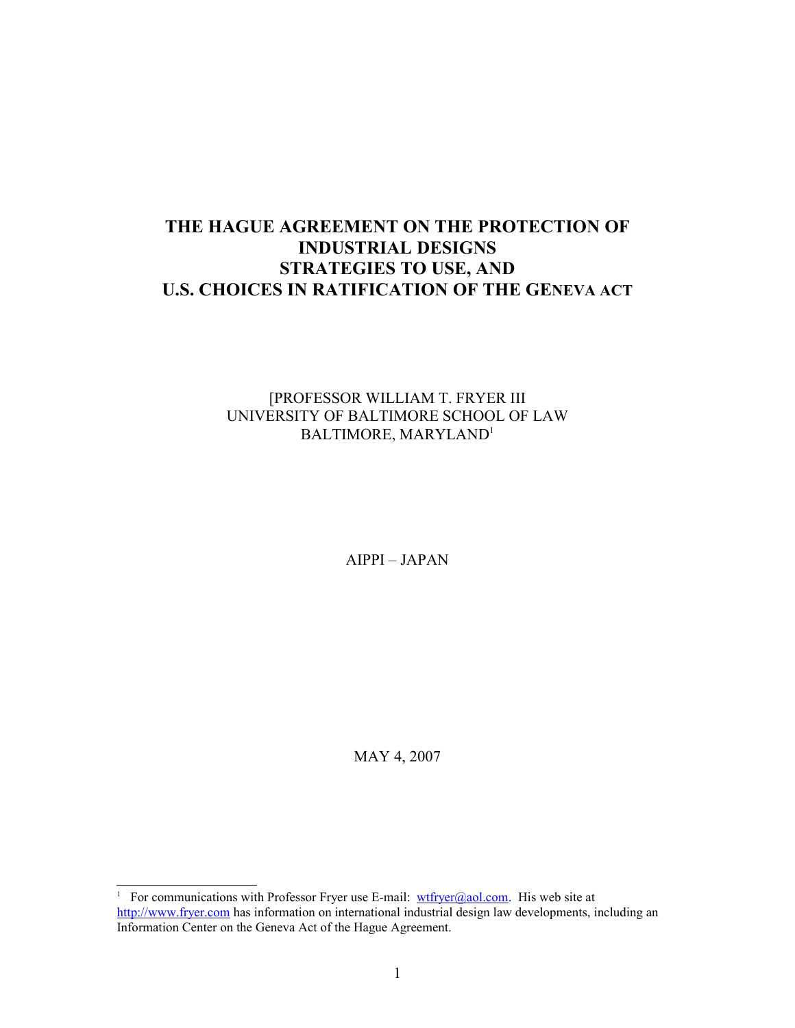# THE HAGUE AGREEMENT ON THE PROTECTION OF INDUSTRIAL DESIGNS STRATEGIES TO USE, AND U.S. CHOICES IN RATIFICATION OF THE GENEVA ACT

[PROFESSOR WILLIAM T. FRYER III
UNIVERSITY OF BALTIMORE SCHOOL OF LAW
BALTIMORE, MARYLAND[1]

AIPPI – JAPAN

MAY 4, 2007

---

[1] For communications with Professor Fryer use E-mail: wtfryer@aol.com. His web site at http://www.fryer.com has information on international industrial design law developments, including an Information Center on the Geneva Act of the Hague Agreement.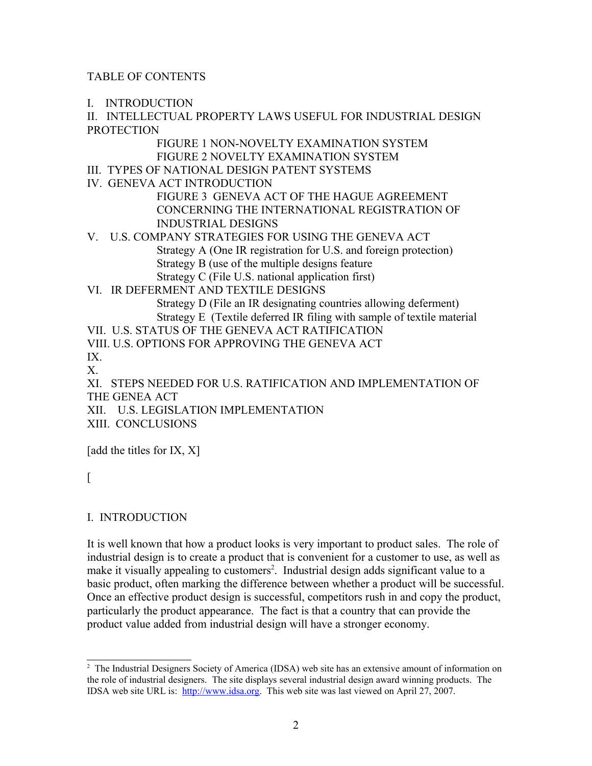TABLE OF CONTENTS

I. INTRODUCTION

II. INTELLECTUAL PROPERTY LAWS USEFUL FOR INDUSTRIAL DESIGN PROTECTION

- FIGURE 1 NON-NOVELTY EXAMINATION SYSTEM
- FIGURE 2 NOVELTY EXAMINATION SYSTEM

III. TYPES OF NATIONAL DESIGN PATENT SYSTEMS

IV. GENEVA ACT INTRODUCTION

- FIGURE 3 GENEVA ACT OF THE HAGUE AGREEMENT CONCERNING THE INTERNATIONAL REGISTRATION OF INDUSTRIAL DESIGNS

V. U.S. COMPANY STRATEGIES FOR USING THE GENEVA ACT

- Strategy A (One IR registration for U.S. and foreign protection)
- Strategy B (use of the multiple designs feature
- Strategy C (File U.S. national application first)

VI. IR DEFERMENT AND TEXTILE DESIGNS

- Strategy D (File an IR designating countries allowing deferment)
- Strategy E (Textile deferred IR filing with sample of textile material

VII. U.S. STATUS OF THE GENEVA ACT RATIFICATION

VIII. U.S. OPTIONS FOR APPROVING THE GENEVA ACT

IX.

X.

XI. STEPS NEEDED FOR U.S. RATIFICATION AND IMPLEMENTATION OF THE GENEA ACT

XII. U.S. LEGISLATION IMPLEMENTATION

XIII. CONCLUSIONS

[add the titles for IX, X]

[

# I. INTRODUCTION

It is well known that how a product looks is very important to product sales. The role of industrial design is to create a product that is convenient for a customer to use, as well as make it visually appealing to customers[2]. Industrial design adds significant value to a basic product, often marking the difference between whether a product will be successful. Once an effective product design is successful, competitors rush in and copy the product, particularly the product appearance. The fact is that a country that can provide the product value added from industrial design will have a stronger economy.

---

[2] The Industrial Designers Society of America (IDSA) web site has an extensive amount of information on the role of industrial designers. The site displays several industrial design award winning products. The IDSA web site URL is: http://www.idsa.org. This web site was last viewed on April 27, 2007.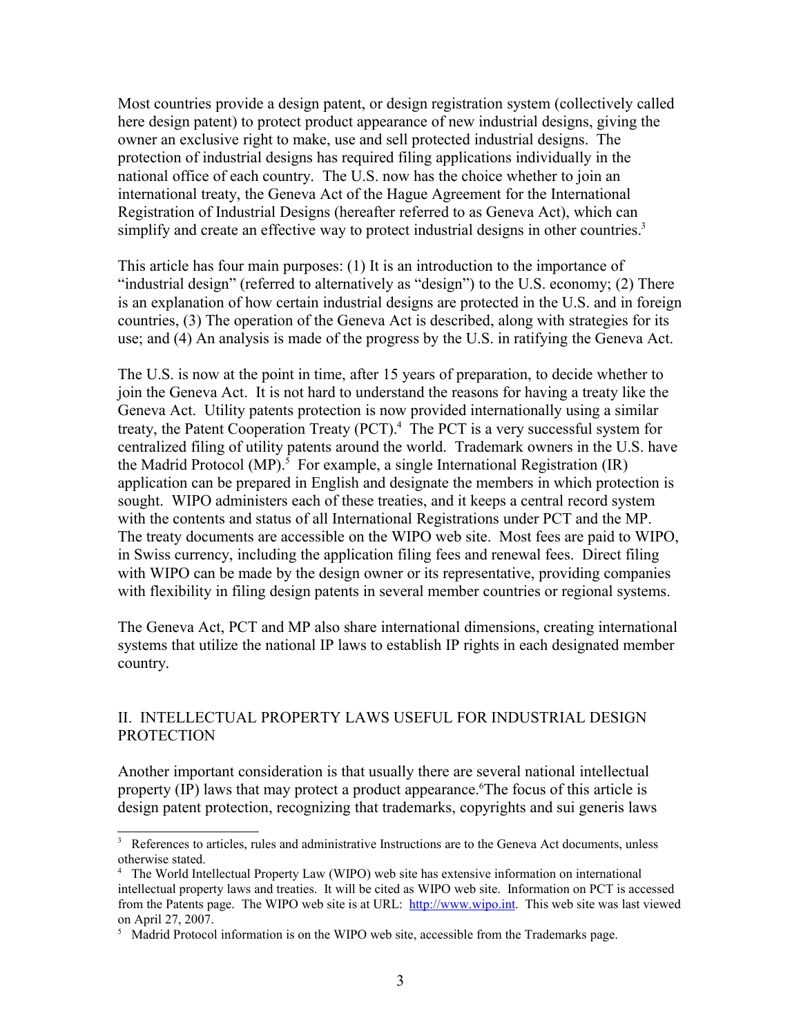Most countries provide a design patent, or design registration system (collectively called here design patent) to protect product appearance of new industrial designs, giving the owner an exclusive right to make, use and sell protected industrial designs. The protection of industrial designs has required filing applications individually in the national office of each country. The U.S. now has the choice whether to join an international treaty, the Geneva Act of the Hague Agreement for the International Registration of Industrial Designs (hereafter referred to as Geneva Act), which can simplify and create an effective way to protect industrial designs in other countries.[3]

This article has four main purposes: (1) It is an introduction to the importance of "industrial design" (referred to alternatively as "design") to the U.S. economy; (2) There is an explanation of how certain industrial designs are protected in the U.S. and in foreign countries, (3) The operation of the Geneva Act is described, along with strategies for its use; and (4) An analysis is made of the progress by the U.S. in ratifying the Geneva Act.

The U.S. is now at the point in time, after 15 years of preparation, to decide whether to join the Geneva Act. It is not hard to understand the reasons for having a treaty like the Geneva Act. Utility patents protection is now provided internationally using a similar treaty, the Patent Cooperation Treaty (PCT).[4] The PCT is a very successful system for centralized filing of utility patents around the world. Trademark owners in the U.S. have the Madrid Protocol (MP).[5] For example, a single International Registration (IR) application can be prepared in English and designate the members in which protection is sought. WIPO administers each of these treaties, and it keeps a central record system with the contents and status of all International Registrations under PCT and the MP. The treaty documents are accessible on the WIPO web site. Most fees are paid to WIPO, in Swiss currency, including the application filing fees and renewal fees. Direct filing with WIPO can be made by the design owner or its representative, providing companies with flexibility in filing design patents in several member countries or regional systems.

The Geneva Act, PCT and MP also share international dimensions, creating international systems that utilize the national IP laws to establish IP rights in each designated member country.

## II. INTELLECTUAL PROPERTY LAWS USEFUL FOR INDUSTRIAL DESIGN PROTECTION

Another important consideration is that usually there are several national intellectual property (IP) laws that may protect a product appearance.[6] The focus of this article is design patent protection, recognizing that trademarks, copyrights and sui generis laws

---

[3] References to articles, rules and administrative Instructions are to the Geneva Act documents, unless otherwise stated.

[4] The World Intellectual Property Law (WIPO) web site has extensive information on international intellectual property laws and treaties. It will be cited as WIPO web site. Information on PCT is accessed from the Patents page. The WIPO web site is at URL: http://www.wipo.int. This web site was last viewed on April 27, 2007.

[5] Madrid Protocol information is on the WIPO web site, accessible from the Trademarks page.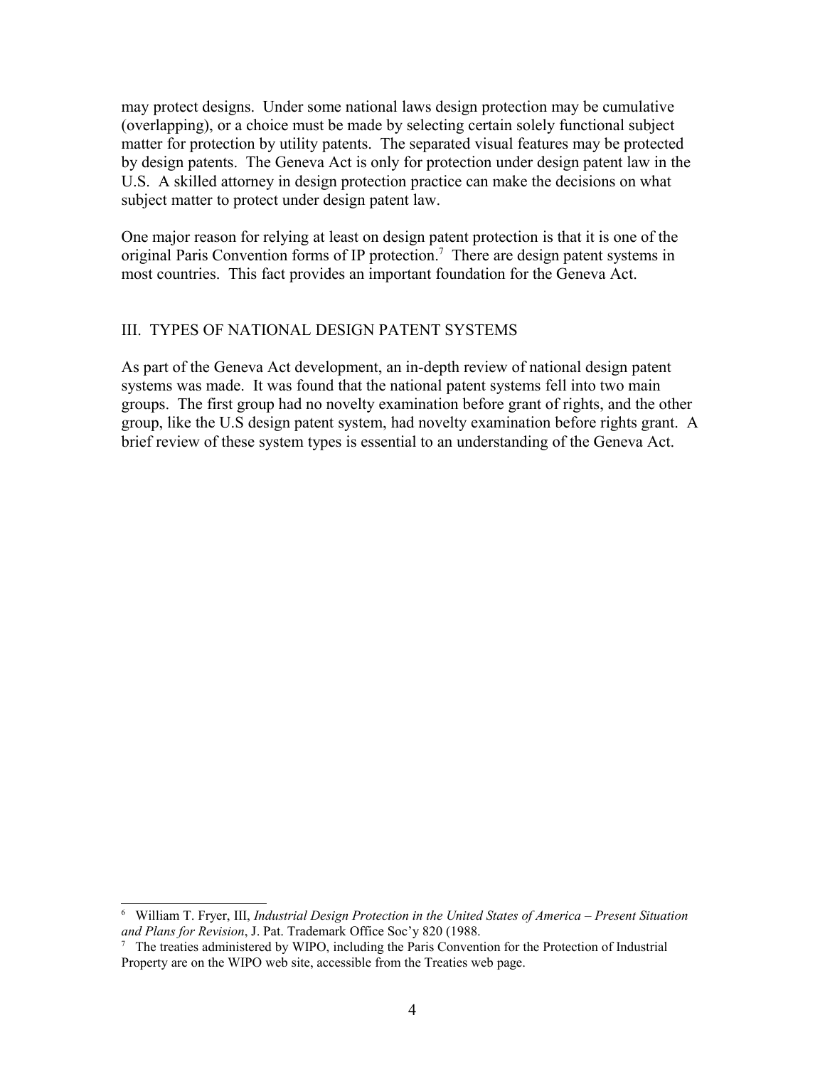may protect designs. Under some national laws design protection may be cumulative (overlapping), or a choice must be made by selecting certain solely functional subject matter for protection by utility patents. The separated visual features may be protected by design patents. The Geneva Act is only for protection under design patent law in the U.S. A skilled attorney in design protection practice can make the decisions on what subject matter to protect under design patent law.

One major reason for relying at least on design patent protection is that it is one of the original Paris Convention forms of IP protection.[7] There are design patent systems in most countries. This fact provides an important foundation for the Geneva Act.

## III. TYPES OF NATIONAL DESIGN PATENT SYSTEMS

As part of the Geneva Act development, an in-depth review of national design patent systems was made. It was found that the national patent systems fell into two main groups. The first group had no novelty examination before grant of rights, and the other group, like the U.S design patent system, had novelty examination before rights grant. A brief review of these system types is essential to an understanding of the Geneva Act.

---

[6] William T. Fryer, III, *Industrial Design Protection in the United States of America – Present Situation and Plans for Revision*, J. Pat. Trademark Office Soc'y 820 (1988.

[7] The treaties administered by WIPO, including the Paris Convention for the Protection of Industrial Property are on the WIPO web site, accessible from the Treaties web page.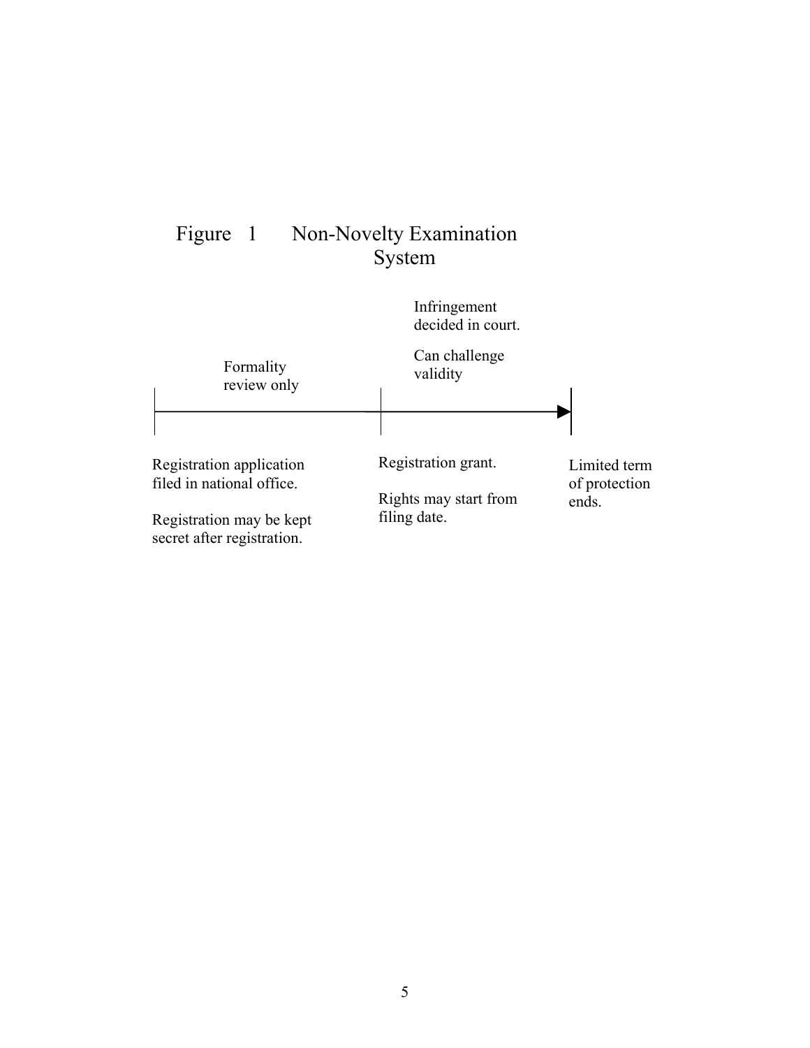Figure 1 Non-Novelty Examination System

Infringement decided in court.

Can challenge validity

Formality review only

Registration application filed in national office.

Registration may be kept secret after registration.

Registration grant.

Rights may start from filing date.

Limited term of protection ends.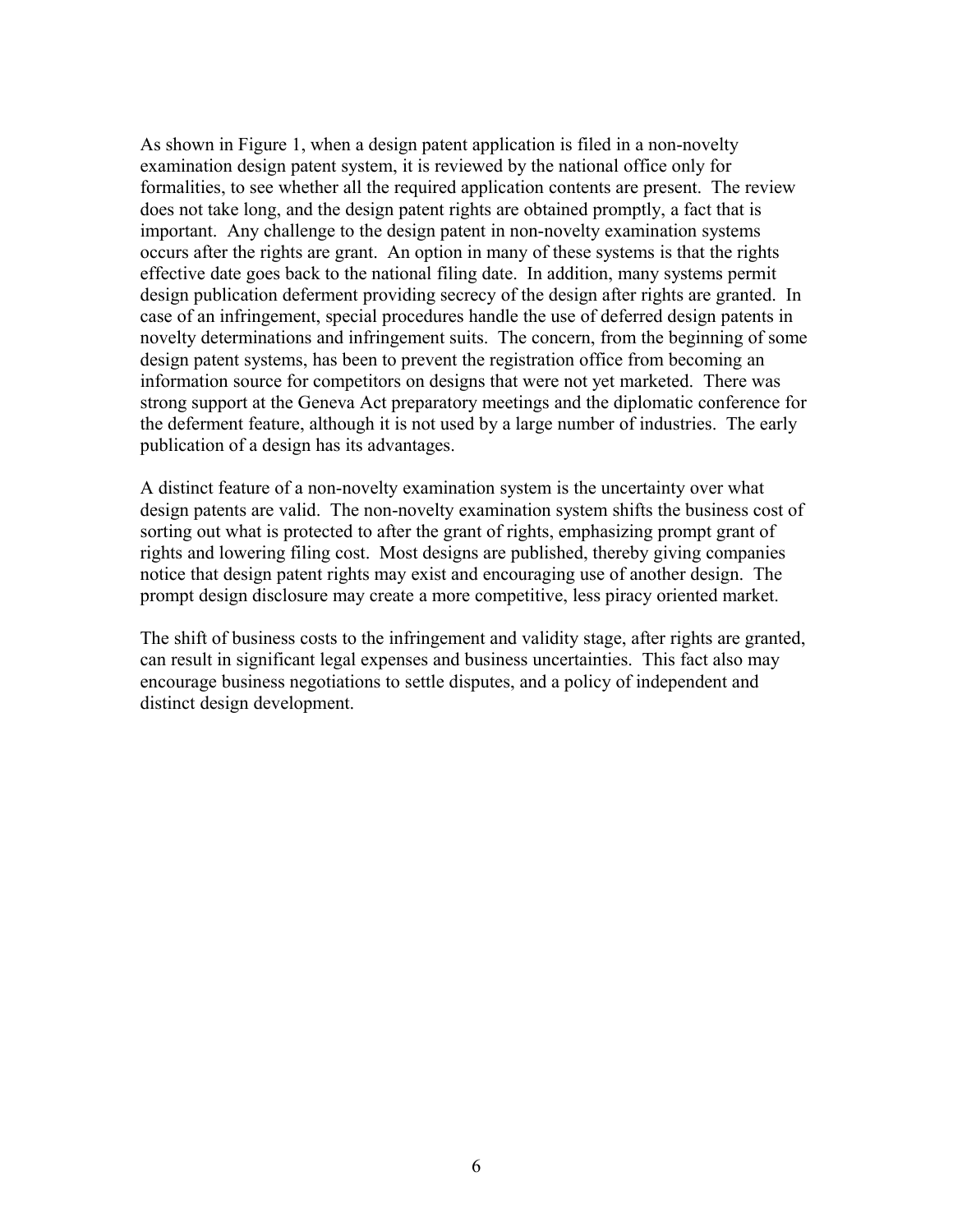As shown in Figure 1, when a design patent application is filed in a non-novelty examination design patent system, it is reviewed by the national office only for formalities, to see whether all the required application contents are present. The review does not take long, and the design patent rights are obtained promptly, a fact that is important. Any challenge to the design patent in non-novelty examination systems occurs after the rights are grant. An option in many of these systems is that the rights effective date goes back to the national filing date. In addition, many systems permit design publication deferment providing secrecy of the design after rights are granted. In case of an infringement, special procedures handle the use of deferred design patents in novelty determinations and infringement suits. The concern, from the beginning of some design patent systems, has been to prevent the registration office from becoming an information source for competitors on designs that were not yet marketed. There was strong support at the Geneva Act preparatory meetings and the diplomatic conference for the deferment feature, although it is not used by a large number of industries. The early publication of a design has its advantages.

A distinct feature of a non-novelty examination system is the uncertainty over what design patents are valid. The non-novelty examination system shifts the business cost of sorting out what is protected to after the grant of rights, emphasizing prompt grant of rights and lowering filing cost. Most designs are published, thereby giving companies notice that design patent rights may exist and encouraging use of another design. The prompt design disclosure may create a more competitive, less piracy oriented market.

The shift of business costs to the infringement and validity stage, after rights are granted, can result in significant legal expenses and business uncertainties. This fact also may encourage business negotiations to settle disputes, and a policy of independent and distinct design development.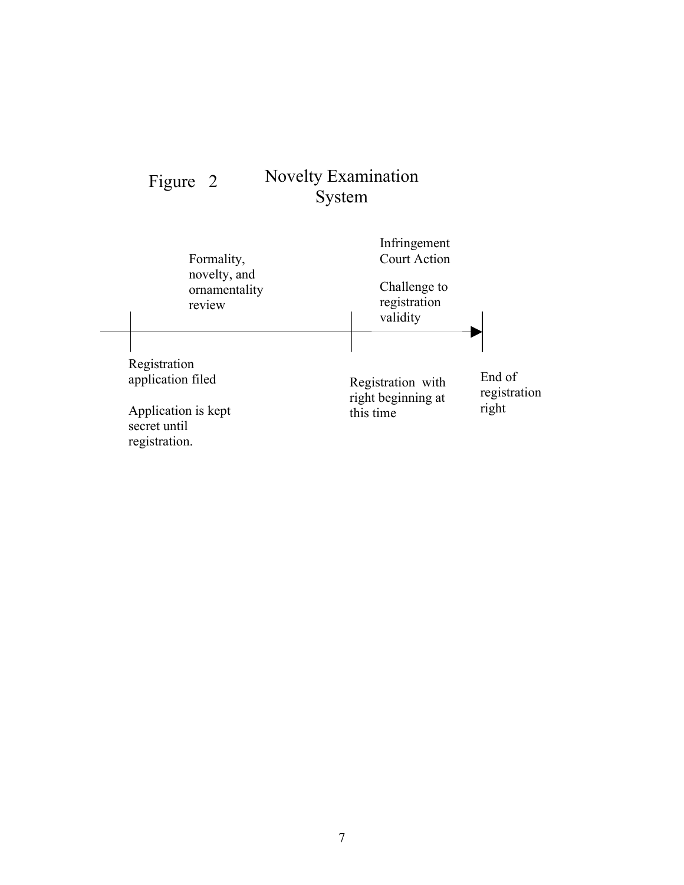Figure 2 Novelty Examination System

Formality, novelty, and ornamentality review

Infringement Court Action

Challenge to registration validity

Registration application filed

Application is kept secret until registration.

Registration with right beginning at this time

End of registration right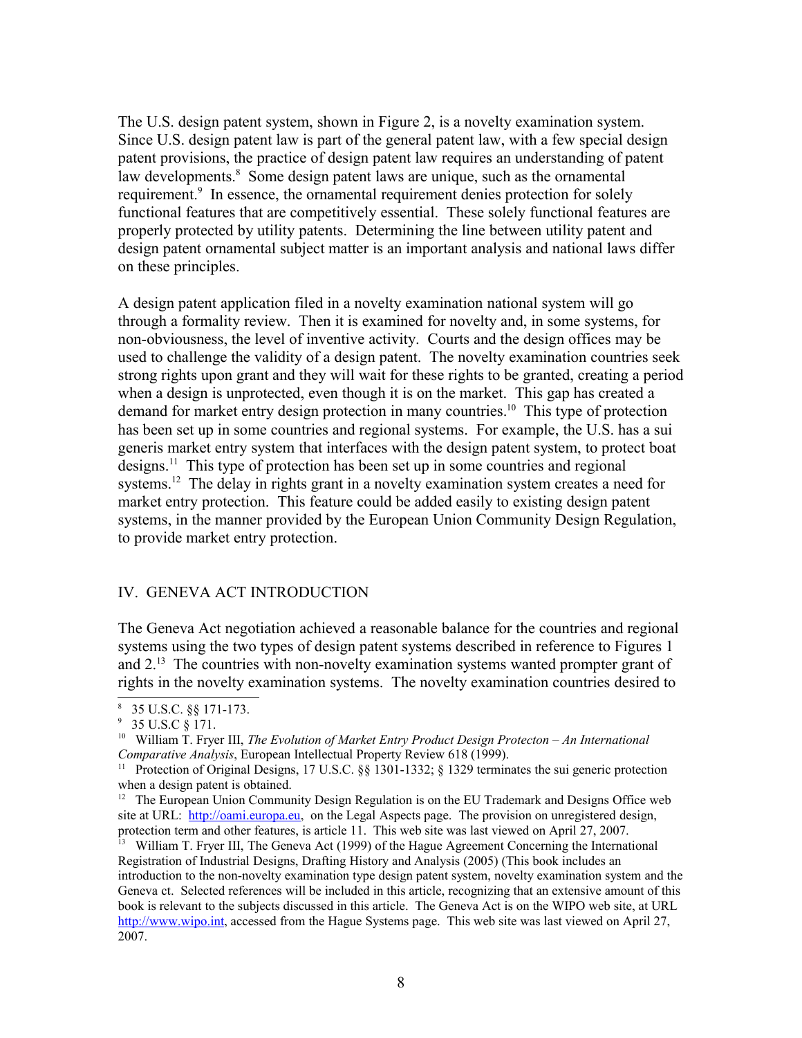The U.S. design patent system, shown in Figure 2, is a novelty examination system. Since U.S. design patent law is part of the general patent law, with a few special design patent provisions, the practice of design patent law requires an understanding of patent law developments.[8] Some design patent laws are unique, such as the ornamental requirement.[9] In essence, the ornamental requirement denies protection for solely functional features that are competitively essential. These solely functional features are properly protected by utility patents. Determining the line between utility patent and design patent ornamental subject matter is an important analysis and national laws differ on these principles.

A design patent application filed in a novelty examination national system will go through a formality review. Then it is examined for novelty and, in some systems, for non-obviousness, the level of inventive activity. Courts and the design offices may be used to challenge the validity of a design patent. The novelty examination countries seek strong rights upon grant and they will wait for these rights to be granted, creating a period when a design is unprotected, even though it is on the market. This gap has created a demand for market entry design protection in many countries.[10] This type of protection has been set up in some countries and regional systems. For example, the U.S. has a sui generis market entry system that interfaces with the design patent system, to protect boat designs.[11] This type of protection has been set up in some countries and regional systems.[12] The delay in rights grant in a novelty examination system creates a need for market entry protection. This feature could be added easily to existing design patent systems, in the manner provided by the European Union Community Design Regulation, to provide market entry protection.

## IV. GENEVA ACT INTRODUCTION

The Geneva Act negotiation achieved a reasonable balance for the countries and regional systems using the two types of design patent systems described in reference to Figures 1 and 2.[13] The countries with non-novelty examination systems wanted prompter grant of rights in the novelty examination systems. The novelty examination countries desired to

---

[8] 35 U.S.C. §§ 171-173.

[9] 35 U.S.C § 171.

[10] William T. Fryer III, *The Evolution of Market Entry Product Design Protecton – An International Comparative Analysis*, European Intellectual Property Review 618 (1999).

[11] Protection of Original Designs, 17 U.S.C. §§ 1301-1332; § 1329 terminates the sui generic protection when a design patent is obtained.

[12] The European Union Community Design Regulation is on the EU Trademark and Designs Office web site at URL: http://oami.europa.eu, on the Legal Aspects page. The provision on unregistered design, protection term and other features, is article 11. This web site was last viewed on April 27, 2007.

[13] William T. Fryer III, The Geneva Act (1999) of the Hague Agreement Concerning the International Registration of Industrial Designs, Drafting History and Analysis (2005) (This book includes an introduction to the non-novelty examination type design patent system, novelty examination system and the Geneva ct. Selected references will be included in this article, recognizing that an extensive amount of this book is relevant to the subjects discussed in this article. The Geneva Act is on the WIPO web site, at URL http://www.wipo.int, accessed from the Hague Systems page. This web site was last viewed on April 27, 2007.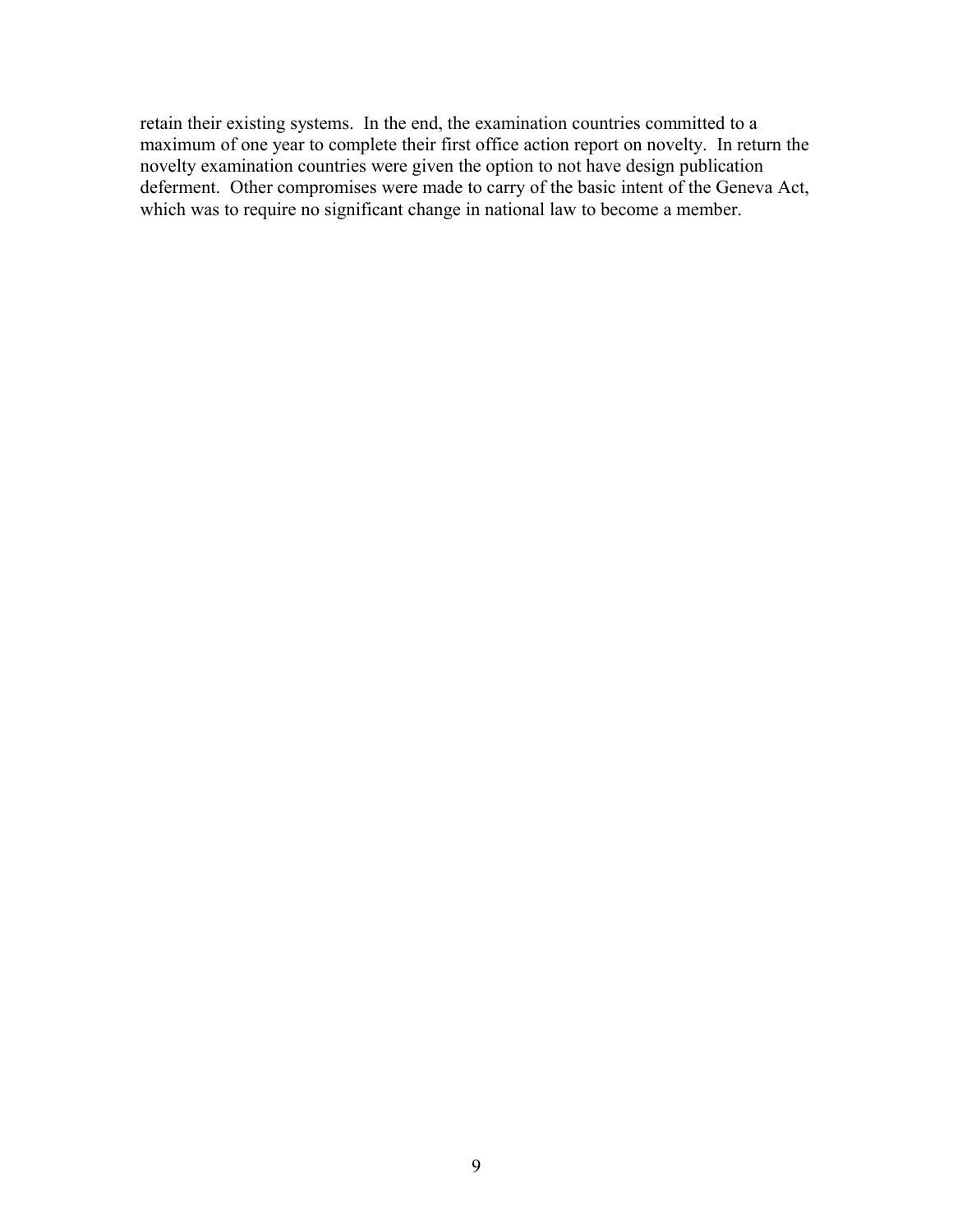retain their existing systems. In the end, the examination countries committed to a maximum of one year to complete their first office action report on novelty. In return the novelty examination countries were given the option to not have design publication deferment. Other compromises were made to carry of the basic intent of the Geneva Act, which was to require no significant change in national law to become a member.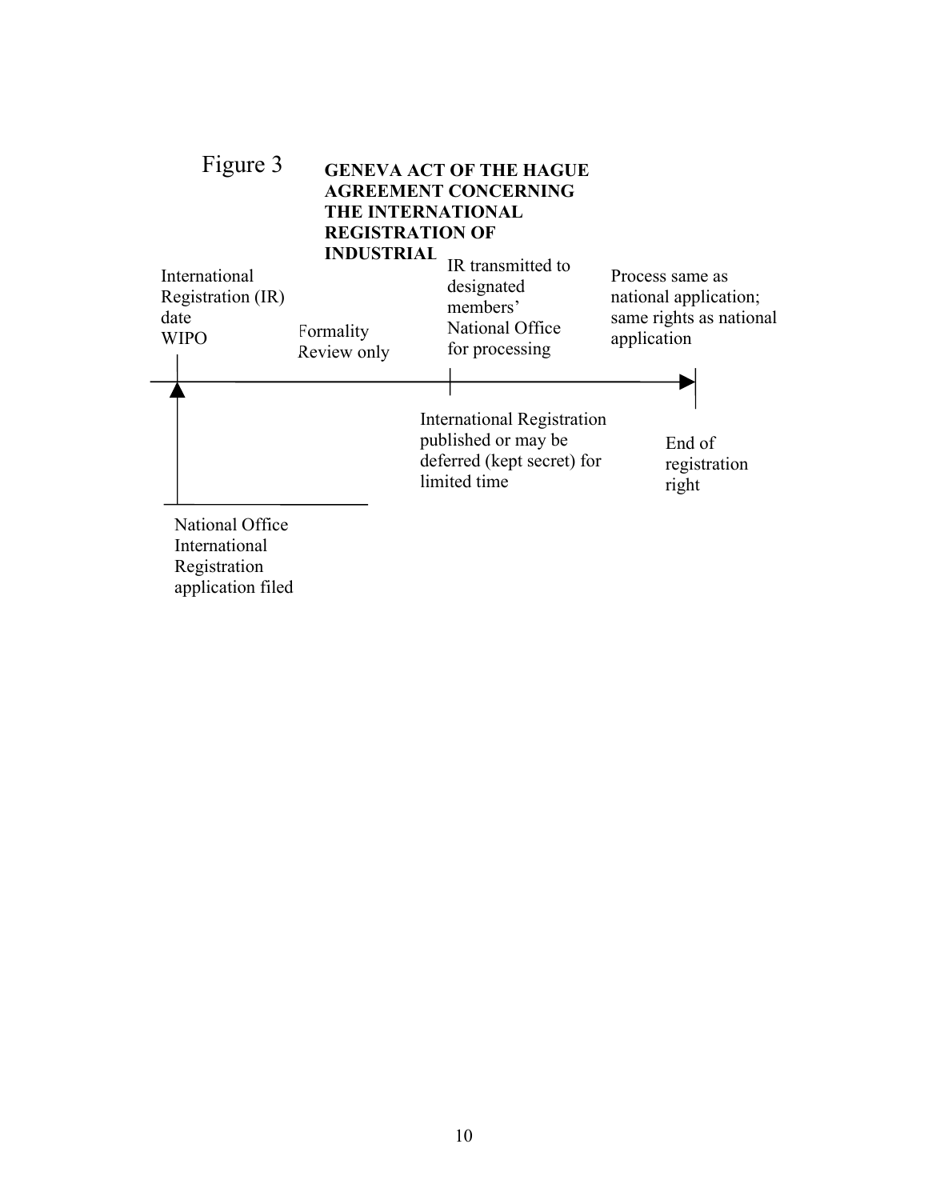Figure 3

**GENEVA ACT OF THE HAGUE AGREEMENT CONCERNING THE INTERNATIONAL REGISTRATION OF INDUSTRIAL**

International Registration (IR) date WIPO

Formality Review only

IR transmitted to designated members' National Office for processing

Process same as national application; same rights as national application

International Registration published or may be deferred (kept secret) for limited time

End of registration right

National Office International Registration application filed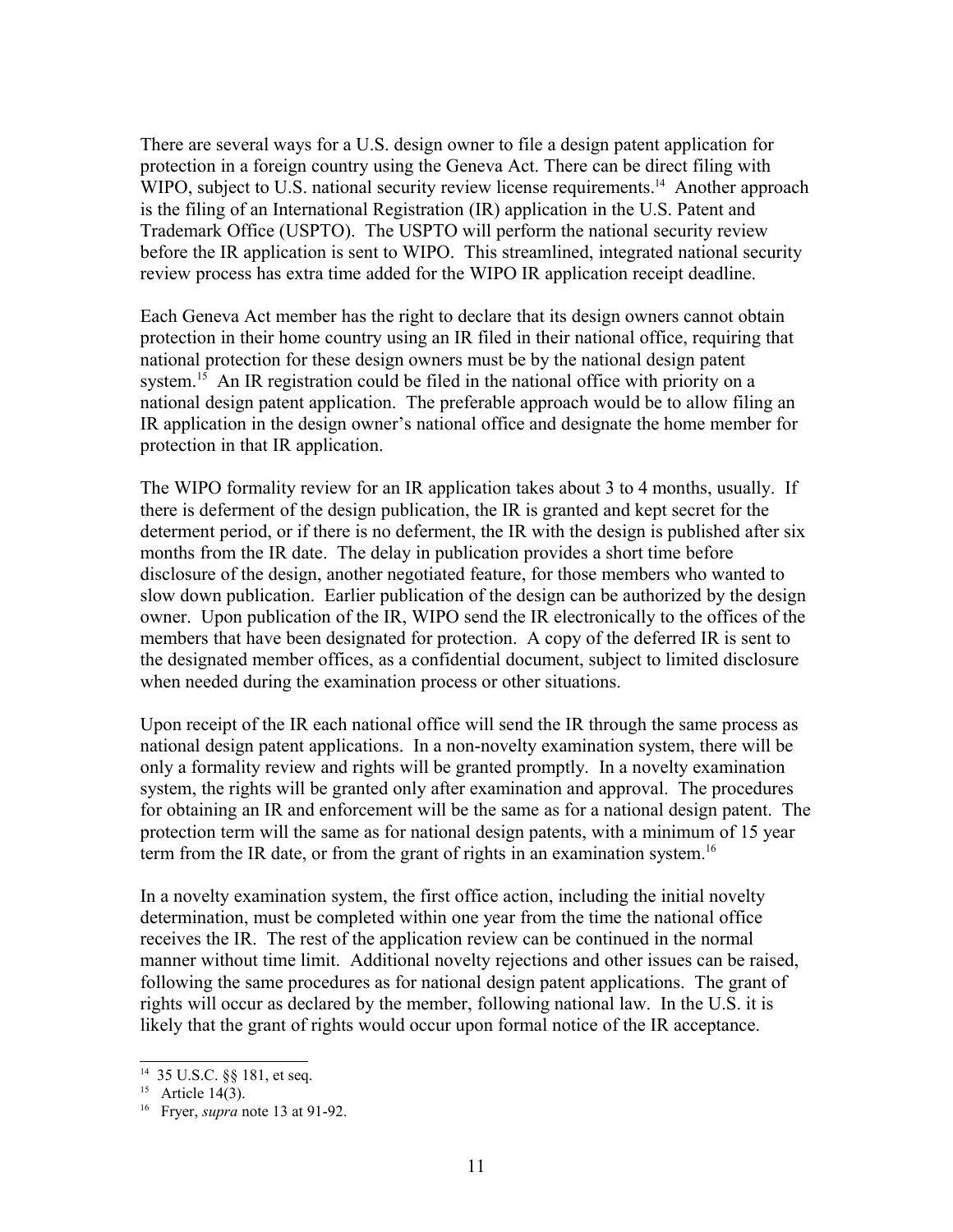There are several ways for a U.S. design owner to file a design patent application for protection in a foreign country using the Geneva Act. There can be direct filing with WIPO, subject to U.S. national security review license requirements.[14] Another approach is the filing of an International Registration (IR) application in the U.S. Patent and Trademark Office (USPTO). The USPTO will perform the national security review before the IR application is sent to WIPO. This streamlined, integrated national security review process has extra time added for the WIPO IR application receipt deadline.

Each Geneva Act member has the right to declare that its design owners cannot obtain protection in their home country using an IR filed in their national office, requiring that national protection for these design owners must be by the national design patent system.[15] An IR registration could be filed in the national office with priority on a national design patent application. The preferable approach would be to allow filing an IR application in the design owner's national office and designate the home member for protection in that IR application.

The WIPO formality review for an IR application takes about 3 to 4 months, usually. If there is deferment of the design publication, the IR is granted and kept secret for the determent period, or if there is no deferment, the IR with the design is published after six months from the IR date. The delay in publication provides a short time before disclosure of the design, another negotiated feature, for those members who wanted to slow down publication. Earlier publication of the design can be authorized by the design owner. Upon publication of the IR, WIPO send the IR electronically to the offices of the members that have been designated for protection. A copy of the deferred IR is sent to the designated member offices, as a confidential document, subject to limited disclosure when needed during the examination process or other situations.

Upon receipt of the IR each national office will send the IR through the same process as national design patent applications. In a non-novelty examination system, there will be only a formality review and rights will be granted promptly. In a novelty examination system, the rights will be granted only after examination and approval. The procedures for obtaining an IR and enforcement will be the same as for a national design patent. The protection term will the same as for national design patents, with a minimum of 15 year term from the IR date, or from the grant of rights in an examination system.[16]

In a novelty examination system, the first office action, including the initial novelty determination, must be completed within one year from the time the national office receives the IR. The rest of the application review can be continued in the normal manner without time limit. Additional novelty rejections and other issues can be raised, following the same procedures as for national design patent applications. The grant of rights will occur as declared by the member, following national law. In the U.S. it is likely that the grant of rights would occur upon formal notice of the IR acceptance.

---

[14] 35 U.S.C. §§ 181, et seq.

[15] Article 14(3).

[16] Fryer, *supra* note 13 at 91-92.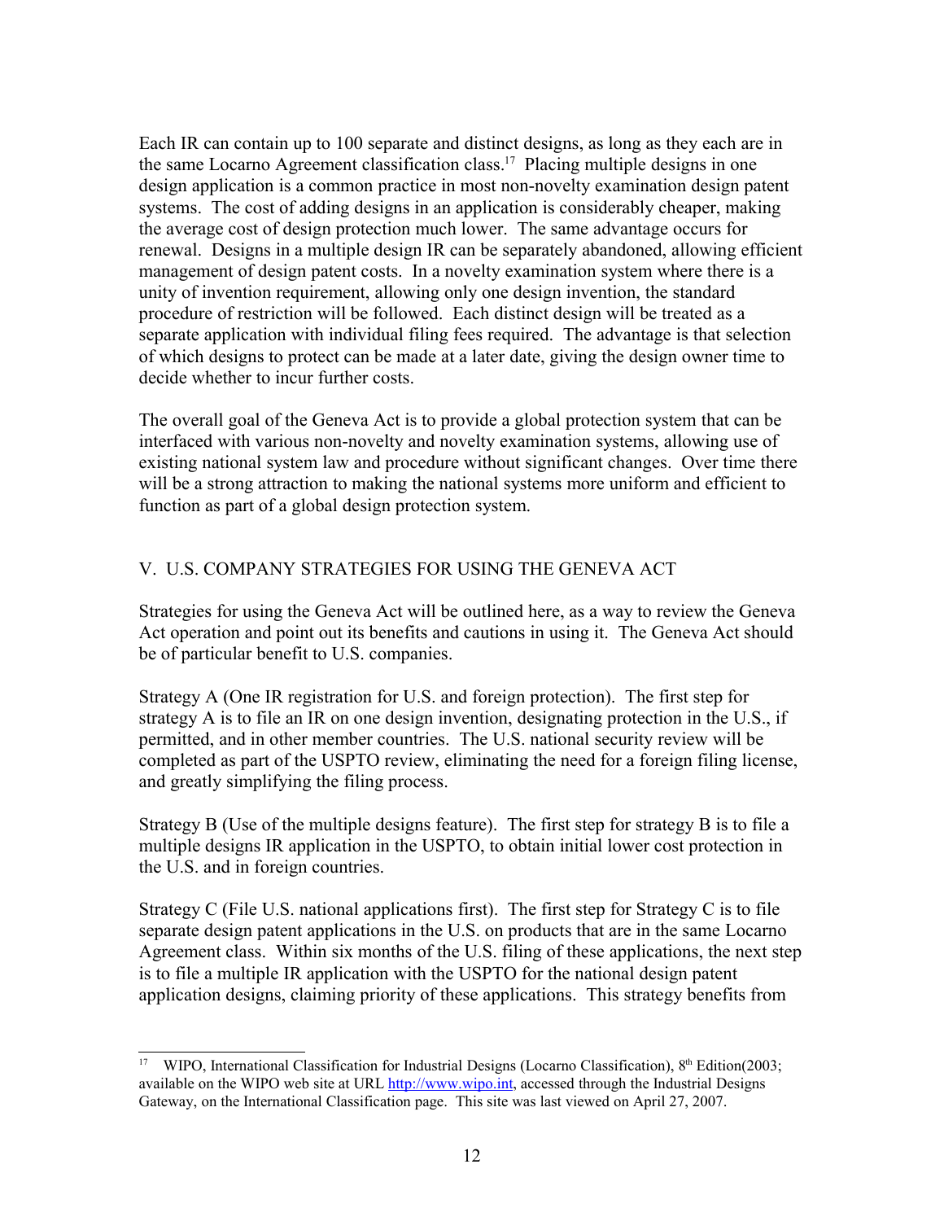Each IR can contain up to 100 separate and distinct designs, as long as they each are in the same Locarno Agreement classification class.[17] Placing multiple designs in one design application is a common practice in most non-novelty examination design patent systems. The cost of adding designs in an application is considerably cheaper, making the average cost of design protection much lower. The same advantage occurs for renewal. Designs in a multiple design IR can be separately abandoned, allowing efficient management of design patent costs. In a novelty examination system where there is a unity of invention requirement, allowing only one design invention, the standard procedure of restriction will be followed. Each distinct design will be treated as a separate application with individual filing fees required. The advantage is that selection of which designs to protect can be made at a later date, giving the design owner time to decide whether to incur further costs.

The overall goal of the Geneva Act is to provide a global protection system that can be interfaced with various non-novelty and novelty examination systems, allowing use of existing national system law and procedure without significant changes. Over time there will be a strong attraction to making the national systems more uniform and efficient to function as part of a global design protection system.

## V. U.S. COMPANY STRATEGIES FOR USING THE GENEVA ACT

Strategies for using the Geneva Act will be outlined here, as a way to review the Geneva Act operation and point out its benefits and cautions in using it. The Geneva Act should be of particular benefit to U.S. companies.

Strategy A (One IR registration for U.S. and foreign protection). The first step for strategy A is to file an IR on one design invention, designating protection in the U.S., if permitted, and in other member countries. The U.S. national security review will be completed as part of the USPTO review, eliminating the need for a foreign filing license, and greatly simplifying the filing process.

Strategy B (Use of the multiple designs feature). The first step for strategy B is to file a multiple designs IR application in the USPTO, to obtain initial lower cost protection in the U.S. and in foreign countries.

Strategy C (File U.S. national applications first). The first step for Strategy C is to file separate design patent applications in the U.S. on products that are in the same Locarno Agreement class. Within six months of the U.S. filing of these applications, the next step is to file a multiple IR application with the USPTO for the national design patent application designs, claiming priority of these applications. This strategy benefits from

---

[17] WIPO, International Classification for Industrial Designs (Locarno Classification), 8th Edition(2003; available on the WIPO web site at URL http://www.wipo.int, accessed through the Industrial Designs Gateway, on the International Classification page. This site was last viewed on April 27, 2007.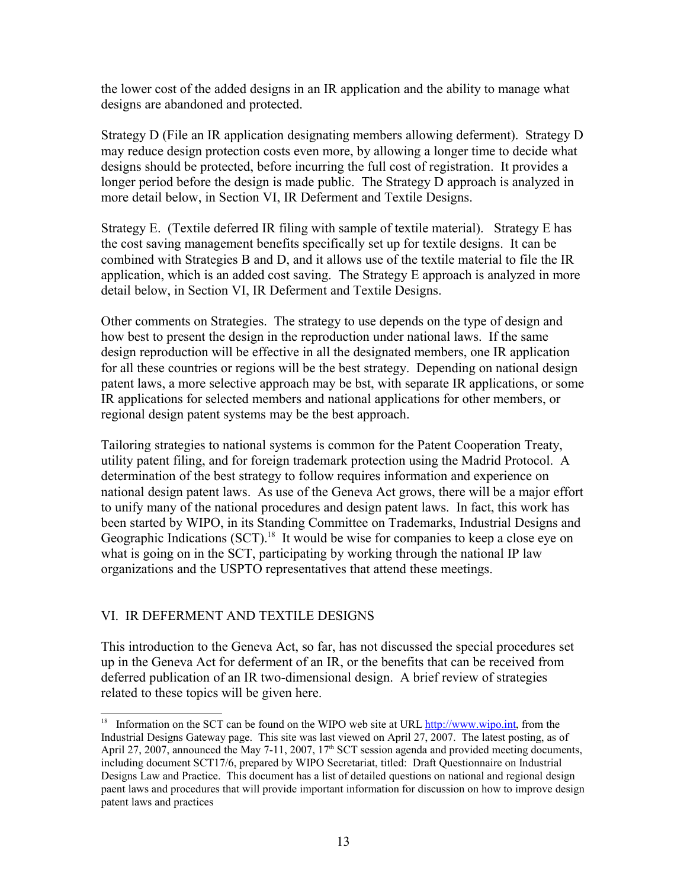the lower cost of the added designs in an IR application and the ability to manage what designs are abandoned and protected.

Strategy D (File an IR application designating members allowing deferment). Strategy D may reduce design protection costs even more, by allowing a longer time to decide what designs should be protected, before incurring the full cost of registration. It provides a longer period before the design is made public. The Strategy D approach is analyzed in more detail below, in Section VI, IR Deferment and Textile Designs.

Strategy E. (Textile deferred IR filing with sample of textile material). Strategy E has the cost saving management benefits specifically set up for textile designs. It can be combined with Strategies B and D, and it allows use of the textile material to file the IR application, which is an added cost saving. The Strategy E approach is analyzed in more detail below, in Section VI, IR Deferment and Textile Designs.

Other comments on Strategies. The strategy to use depends on the type of design and how best to present the design in the reproduction under national laws. If the same design reproduction will be effective in all the designated members, one IR application for all these countries or regions will be the best strategy. Depending on national design patent laws, a more selective approach may be bst, with separate IR applications, or some IR applications for selected members and national applications for other members, or regional design patent systems may be the best approach.

Tailoring strategies to national systems is common for the Patent Cooperation Treaty, utility patent filing, and for foreign trademark protection using the Madrid Protocol. A determination of the best strategy to follow requires information and experience on national design patent laws. As use of the Geneva Act grows, there will be a major effort to unify many of the national procedures and design patent laws. In fact, this work has been started by WIPO, in its Standing Committee on Trademarks, Industrial Designs and Geographic Indications (SCT).[18] It would be wise for companies to keep a close eye on what is going on in the SCT, participating by working through the national IP law organizations and the USPTO representatives that attend these meetings.

## VI. IR DEFERMENT AND TEXTILE DESIGNS

This introduction to the Geneva Act, so far, has not discussed the special procedures set up in the Geneva Act for deferment of an IR, or the benefits that can be received from deferred publication of an IR two-dimensional design. A brief review of strategies related to these topics will be given here.

---

[18] Information on the SCT can be found on the WIPO web site at URL http://www.wipo.int, from the Industrial Designs Gateway page. This site was last viewed on April 27, 2007. The latest posting, as of April 27, 2007, announced the May 7-11, 2007, 17th SCT session agenda and provided meeting documents, including document SCT17/6, prepared by WIPO Secretariat, titled: Draft Questionnaire on Industrial Designs Law and Practice. This document has a list of detailed questions on national and regional design paent laws and procedures that will provide important information for discussion on how to improve design patent laws and practices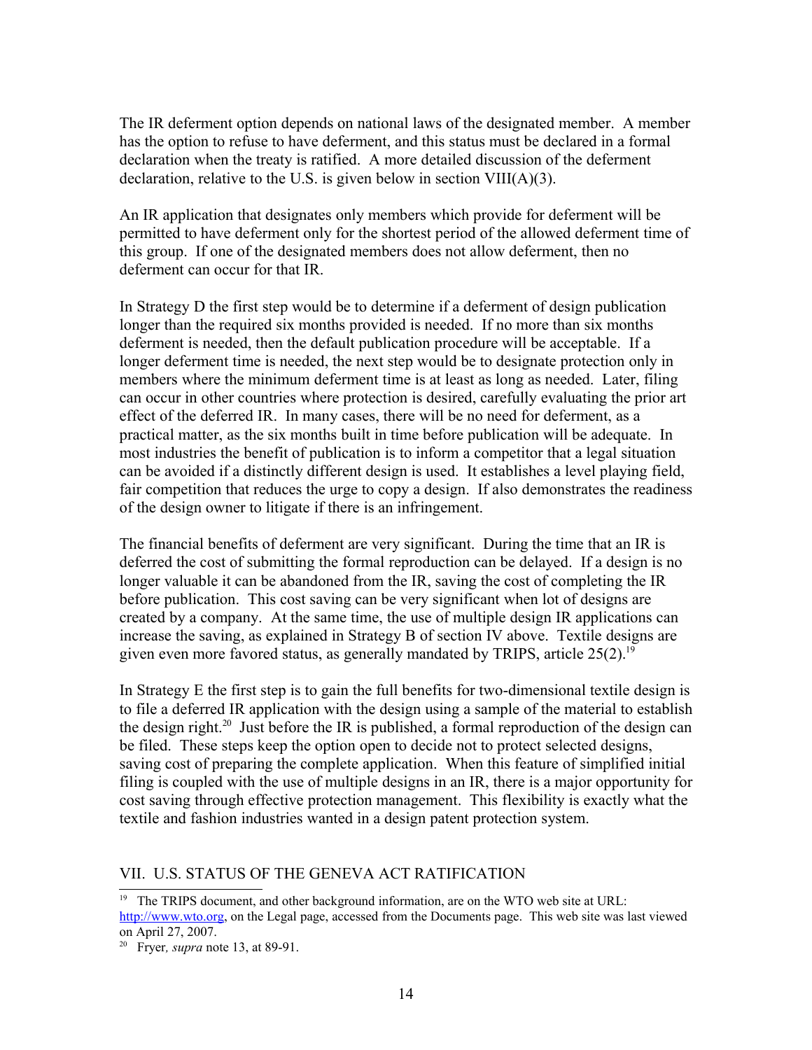The IR deferment option depends on national laws of the designated member. A member has the option to refuse to have deferment, and this status must be declared in a formal declaration when the treaty is ratified. A more detailed discussion of the deferment declaration, relative to the U.S. is given below in section VIII(A)(3).

An IR application that designates only members which provide for deferment will be permitted to have deferment only for the shortest period of the allowed deferment time of this group. If one of the designated members does not allow deferment, then no deferment can occur for that IR.

In Strategy D the first step would be to determine if a deferment of design publication longer than the required six months provided is needed. If no more than six months deferment is needed, then the default publication procedure will be acceptable. If a longer deferment time is needed, the next step would be to designate protection only in members where the minimum deferment time is at least as long as needed. Later, filing can occur in other countries where protection is desired, carefully evaluating the prior art effect of the deferred IR. In many cases, there will be no need for deferment, as a practical matter, as the six months built in time before publication will be adequate. In most industries the benefit of publication is to inform a competitor that a legal situation can be avoided if a distinctly different design is used. It establishes a level playing field, fair competition that reduces the urge to copy a design. If also demonstrates the readiness of the design owner to litigate if there is an infringement.

The financial benefits of deferment are very significant. During the time that an IR is deferred the cost of submitting the formal reproduction can be delayed. If a design is no longer valuable it can be abandoned from the IR, saving the cost of completing the IR before publication. This cost saving can be very significant when lot of designs are created by a company. At the same time, the use of multiple design IR applications can increase the saving, as explained in Strategy B of section IV above. Textile designs are given even more favored status, as generally mandated by TRIPS, article 25(2).[19]

In Strategy E the first step is to gain the full benefits for two-dimensional textile design is to file a deferred IR application with the design using a sample of the material to establish the design right.[20] Just before the IR is published, a formal reproduction of the design can be filed. These steps keep the option open to decide not to protect selected designs, saving cost of preparing the complete application. When this feature of simplified initial filing is coupled with the use of multiple designs in an IR, there is a major opportunity for cost saving through effective protection management. This flexibility is exactly what the textile and fashion industries wanted in a design patent protection system.

## VII. U.S. STATUS OF THE GENEVA ACT RATIFICATION

---

[19] The TRIPS document, and other background information, are on the WTO web site at URL: http://www.wto.org, on the Legal page, accessed from the Documents page. This web site was last viewed on April 27, 2007.

[20] Fryer, *supra* note 13, at 89-91.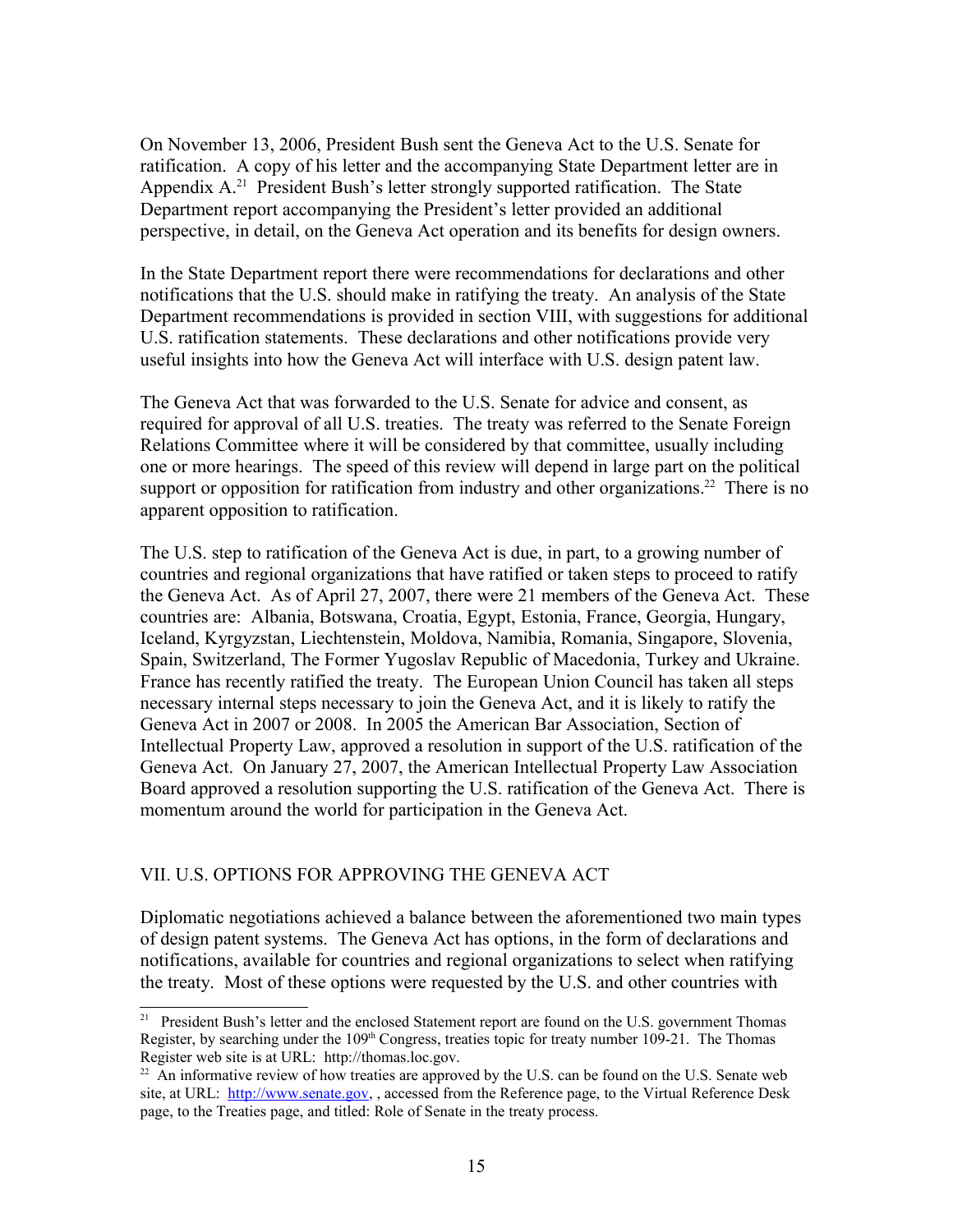On November 13, 2006, President Bush sent the Geneva Act to the U.S. Senate for ratification. A copy of his letter and the accompanying State Department letter are in Appendix A.[21] President Bush's letter strongly supported ratification. The State Department report accompanying the President's letter provided an additional perspective, in detail, on the Geneva Act operation and its benefits for design owners.

In the State Department report there were recommendations for declarations and other notifications that the U.S. should make in ratifying the treaty. An analysis of the State Department recommendations is provided in section VIII, with suggestions for additional U.S. ratification statements. These declarations and other notifications provide very useful insights into how the Geneva Act will interface with U.S. design patent law.

The Geneva Act that was forwarded to the U.S. Senate for advice and consent, as required for approval of all U.S. treaties. The treaty was referred to the Senate Foreign Relations Committee where it will be considered by that committee, usually including one or more hearings. The speed of this review will depend in large part on the political support or opposition for ratification from industry and other organizations.[22] There is no apparent opposition to ratification.

The U.S. step to ratification of the Geneva Act is due, in part, to a growing number of countries and regional organizations that have ratified or taken steps to proceed to ratify the Geneva Act. As of April 27, 2007, there were 21 members of the Geneva Act. These countries are: Albania, Botswana, Croatia, Egypt, Estonia, France, Georgia, Hungary, Iceland, Kyrgyzstan, Liechtenstein, Moldova, Namibia, Romania, Singapore, Slovenia, Spain, Switzerland, The Former Yugoslav Republic of Macedonia, Turkey and Ukraine. France has recently ratified the treaty. The European Union Council has taken all steps necessary internal steps necessary to join the Geneva Act, and it is likely to ratify the Geneva Act in 2007 or 2008. In 2005 the American Bar Association, Section of Intellectual Property Law, approved a resolution in support of the U.S. ratification of the Geneva Act. On January 27, 2007, the American Intellectual Property Law Association Board approved a resolution supporting the U.S. ratification of the Geneva Act. There is momentum around the world for participation in the Geneva Act.

## VII. U.S. OPTIONS FOR APPROVING THE GENEVA ACT

Diplomatic negotiations achieved a balance between the aforementioned two main types of design patent systems. The Geneva Act has options, in the form of declarations and notifications, available for countries and regional organizations to select when ratifying the treaty. Most of these options were requested by the U.S. and other countries with

---

[21] President Bush's letter and the enclosed Statement report are found on the U.S. government Thomas Register, by searching under the 109th Congress, treaties topic for treaty number 109-21. The Thomas Register web site is at URL: http://thomas.loc.gov.

[22] An informative review of how treaties are approved by the U.S. can be found on the U.S. Senate web site, at URL: http://www.senate.gov, , accessed from the Reference page, to the Virtual Reference Desk page, to the Treaties page, and titled: Role of Senate in the treaty process.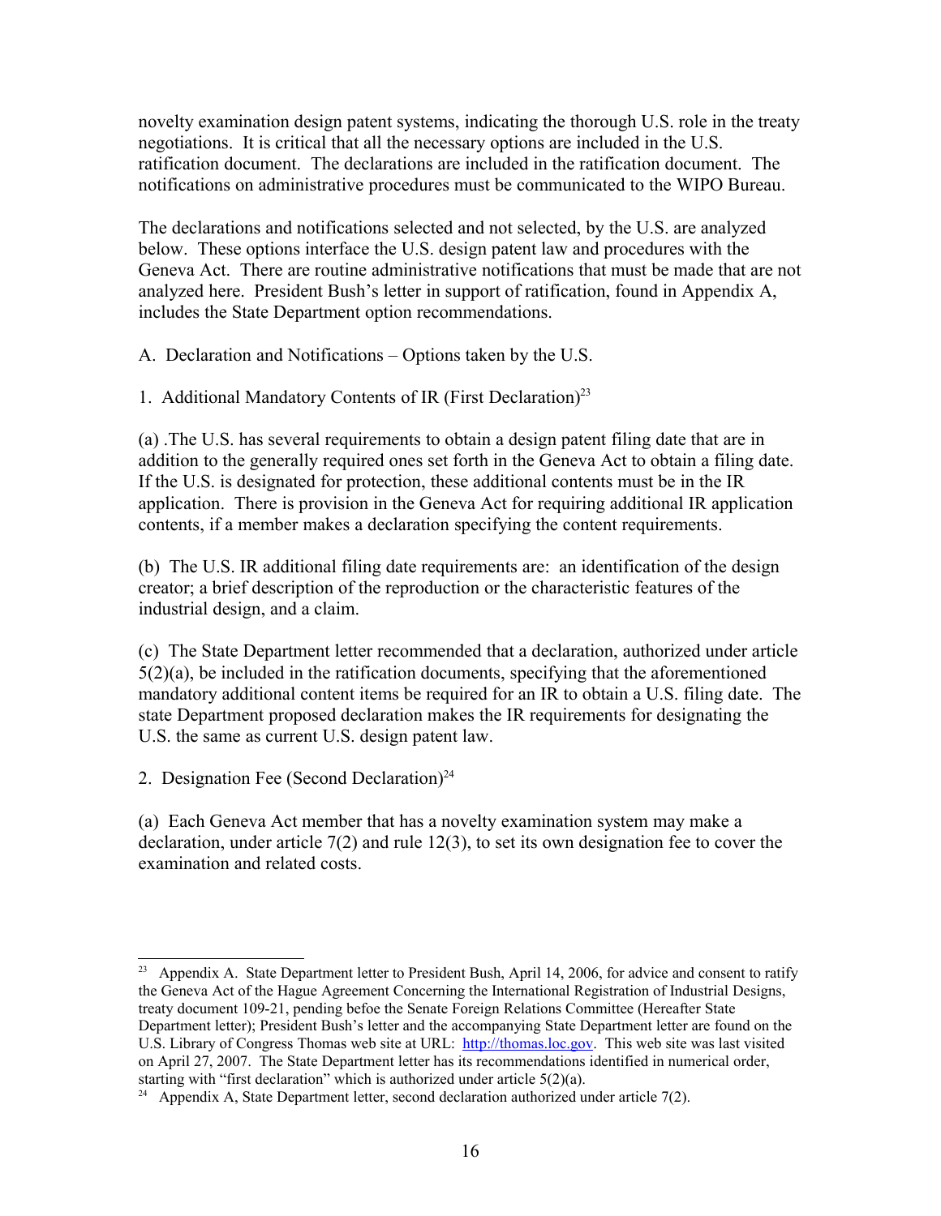novelty examination design patent systems, indicating the thorough U.S. role in the treaty negotiations. It is critical that all the necessary options are included in the U.S. ratification document. The declarations are included in the ratification document. The notifications on administrative procedures must be communicated to the WIPO Bureau.

The declarations and notifications selected and not selected, by the U.S. are analyzed below. These options interface the U.S. design patent law and procedures with the Geneva Act. There are routine administrative notifications that must be made that are not analyzed here. President Bush's letter in support of ratification, found in Appendix A, includes the State Department option recommendations.

A. Declaration and Notifications – Options taken by the U.S.

1. Additional Mandatory Contents of IR (First Declaration)[23]

(a) .The U.S. has several requirements to obtain a design patent filing date that are in addition to the generally required ones set forth in the Geneva Act to obtain a filing date. If the U.S. is designated for protection, these additional contents must be in the IR application. There is provision in the Geneva Act for requiring additional IR application contents, if a member makes a declaration specifying the content requirements.

(b) The U.S. IR additional filing date requirements are: an identification of the design creator; a brief description of the reproduction or the characteristic features of the industrial design, and a claim.

(c) The State Department letter recommended that a declaration, authorized under article 5(2)(a), be included in the ratification documents, specifying that the aforementioned mandatory additional content items be required for an IR to obtain a U.S. filing date. The state Department proposed declaration makes the IR requirements for designating the U.S. the same as current U.S. design patent law.

2. Designation Fee (Second Declaration)[24]

(a) Each Geneva Act member that has a novelty examination system may make a declaration, under article 7(2) and rule 12(3), to set its own designation fee to cover the examination and related costs.

---

[23] Appendix A. State Department letter to President Bush, April 14, 2006, for advice and consent to ratify the Geneva Act of the Hague Agreement Concerning the International Registration of Industrial Designs, treaty document 109-21, pending befoe the Senate Foreign Relations Committee (Hereafter State Department letter); President Bush's letter and the accompanying State Department letter are found on the U.S. Library of Congress Thomas web site at URL: http://thomas.loc.gov. This web site was last visited on April 27, 2007. The State Department letter has its recommendations identified in numerical order, starting with "first declaration" which is authorized under article 5(2)(a).

[24] Appendix A, State Department letter, second declaration authorized under article 7(2).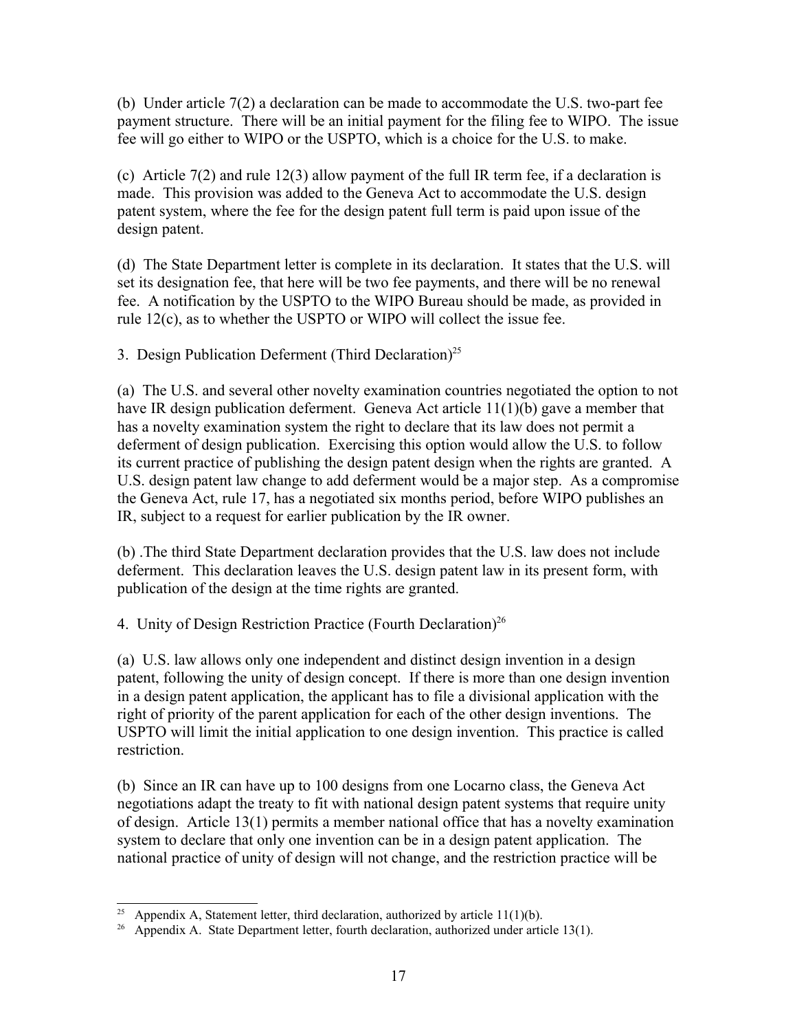(b) Under article 7(2) a declaration can be made to accommodate the U.S. two-part fee payment structure. There will be an initial payment for the filing fee to WIPO. The issue fee will go either to WIPO or the USPTO, which is a choice for the U.S. to make.

(c) Article 7(2) and rule 12(3) allow payment of the full IR term fee, if a declaration is made. This provision was added to the Geneva Act to accommodate the U.S. design patent system, where the fee for the design patent full term is paid upon issue of the design patent.

(d) The State Department letter is complete in its declaration. It states that the U.S. will set its designation fee, that here will be two fee payments, and there will be no renewal fee. A notification by the USPTO to the WIPO Bureau should be made, as provided in rule 12(c), as to whether the USPTO or WIPO will collect the issue fee.

3. Design Publication Deferment (Third Declaration)[25]

(a) The U.S. and several other novelty examination countries negotiated the option to not have IR design publication deferment. Geneva Act article 11(1)(b) gave a member that has a novelty examination system the right to declare that its law does not permit a deferment of design publication. Exercising this option would allow the U.S. to follow its current practice of publishing the design patent design when the rights are granted. A U.S. design patent law change to add deferment would be a major step. As a compromise the Geneva Act, rule 17, has a negotiated six months period, before WIPO publishes an IR, subject to a request for earlier publication by the IR owner.

(b) .The third State Department declaration provides that the U.S. law does not include deferment. This declaration leaves the U.S. design patent law in its present form, with publication of the design at the time rights are granted.

4. Unity of Design Restriction Practice (Fourth Declaration)[26]

(a) U.S. law allows only one independent and distinct design invention in a design patent, following the unity of design concept. If there is more than one design invention in a design patent application, the applicant has to file a divisional application with the right of priority of the parent application for each of the other design inventions. The USPTO will limit the initial application to one design invention. This practice is called restriction.

(b) Since an IR can have up to 100 designs from one Locarno class, the Geneva Act negotiations adapt the treaty to fit with national design patent systems that require unity of design. Article 13(1) permits a member national office that has a novelty examination system to declare that only one invention can be in a design patent application. The national practice of unity of design will not change, and the restriction practice will be

---

[25] Appendix A, Statement letter, third declaration, authorized by article 11(1)(b).

[26] Appendix A. State Department letter, fourth declaration, authorized under article 13(1).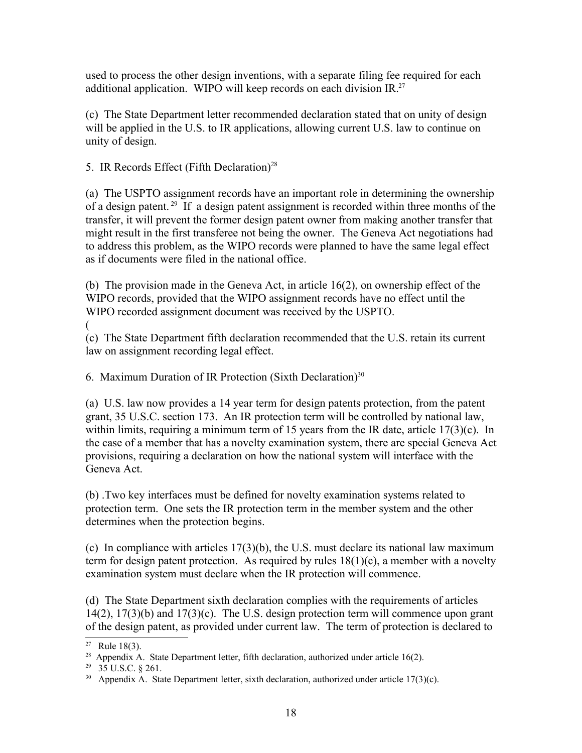used to process the other design inventions, with a separate filing fee required for each additional application. WIPO will keep records on each division IR.[27]

(c) The State Department letter recommended declaration stated that on unity of design will be applied in the U.S. to IR applications, allowing current U.S. law to continue on unity of design.

5. IR Records Effect (Fifth Declaration)[28]

(a) The USPTO assignment records have an important role in determining the ownership of a design patent.[29] If a design patent assignment is recorded within three months of the transfer, it will prevent the former design patent owner from making another transfer that might result in the first transferee not being the owner. The Geneva Act negotiations had to address this problem, as the WIPO records were planned to have the same legal effect as if documents were filed in the national office.

(b) The provision made in the Geneva Act, in article 16(2), on ownership effect of the WIPO records, provided that the WIPO assignment records have no effect until the WIPO recorded assignment document was received by the USPTO.
(
(c) The State Department fifth declaration recommended that the U.S. retain its current law on assignment recording legal effect.

6. Maximum Duration of IR Protection (Sixth Declaration)[30]

(a) U.S. law now provides a 14 year term for design patents protection, from the patent grant, 35 U.S.C. section 173. An IR protection term will be controlled by national law, within limits, requiring a minimum term of 15 years from the IR date, article 17(3)(c). In the case of a member that has a novelty examination system, there are special Geneva Act provisions, requiring a declaration on how the national system will interface with the Geneva Act.

(b) .Two key interfaces must be defined for novelty examination systems related to protection term. One sets the IR protection term in the member system and the other determines when the protection begins.

(c) In compliance with articles 17(3)(b), the U.S. must declare its national law maximum term for design patent protection. As required by rules 18(1)(c), a member with a novelty examination system must declare when the IR protection will commence.

(d) The State Department sixth declaration complies with the requirements of articles 14(2), 17(3)(b) and 17(3)(c). The U.S. design protection term will commence upon grant of the design patent, as provided under current law. The term of protection is declared to

---

[27] Rule 18(3).

[28] Appendix A. State Department letter, fifth declaration, authorized under article 16(2).

[29] 35 U.S.C. § 261.

[30] Appendix A. State Department letter, sixth declaration, authorized under article 17(3)(c).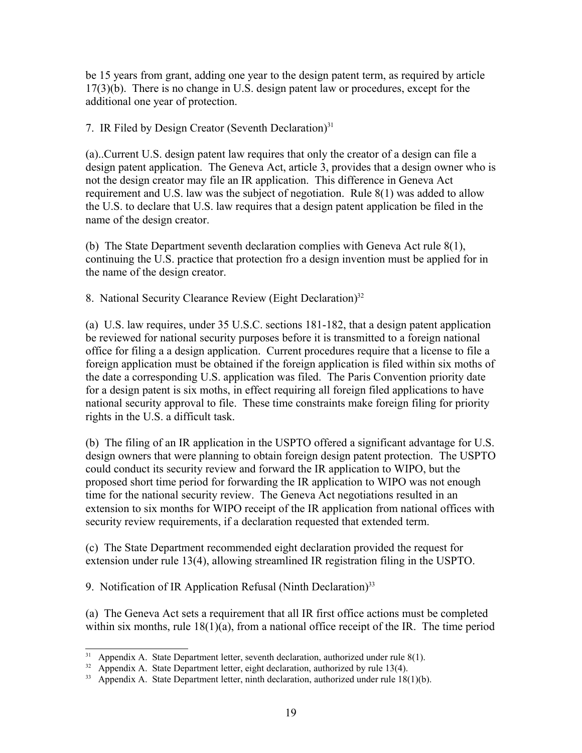be 15 years from grant, adding one year to the design patent term, as required by article 17(3)(b). There is no change in U.S. design patent law or procedures, except for the additional one year of protection.

7. IR Filed by Design Creator (Seventh Declaration)[31]

(a)..Current U.S. design patent law requires that only the creator of a design can file a design patent application. The Geneva Act, article 3, provides that a design owner who is not the design creator may file an IR application. This difference in Geneva Act requirement and U.S. law was the subject of negotiation. Rule 8(1) was added to allow the U.S. to declare that U.S. law requires that a design patent application be filed in the name of the design creator.

(b) The State Department seventh declaration complies with Geneva Act rule 8(1), continuing the U.S. practice that protection fro a design invention must be applied for in the name of the design creator.

8. National Security Clearance Review (Eight Declaration)[32]

(a) U.S. law requires, under 35 U.S.C. sections 181-182, that a design patent application be reviewed for national security purposes before it is transmitted to a foreign national office for filing a a design application. Current procedures require that a license to file a foreign application must be obtained if the foreign application is filed within six moths of the date a corresponding U.S. application was filed. The Paris Convention priority date for a design patent is six moths, in effect requiring all foreign filed applications to have national security approval to file. These time constraints make foreign filing for priority rights in the U.S. a difficult task.

(b) The filing of an IR application in the USPTO offered a significant advantage for U.S. design owners that were planning to obtain foreign design patent protection. The USPTO could conduct its security review and forward the IR application to WIPO, but the proposed short time period for forwarding the IR application to WIPO was not enough time for the national security review. The Geneva Act negotiations resulted in an extension to six months for WIPO receipt of the IR application from national offices with security review requirements, if a declaration requested that extended term.

(c) The State Department recommended eight declaration provided the request for extension under rule 13(4), allowing streamlined IR registration filing in the USPTO.

9. Notification of IR Application Refusal (Ninth Declaration)[33]

(a) The Geneva Act sets a requirement that all IR first office actions must be completed within six months, rule 18(1)(a), from a national office receipt of the IR. The time period

---

[31] Appendix A. State Department letter, seventh declaration, authorized under rule 8(1).

[32] Appendix A. State Department letter, eight declaration, authorized by rule 13(4).

[33] Appendix A. State Department letter, ninth declaration, authorized under rule 18(1)(b).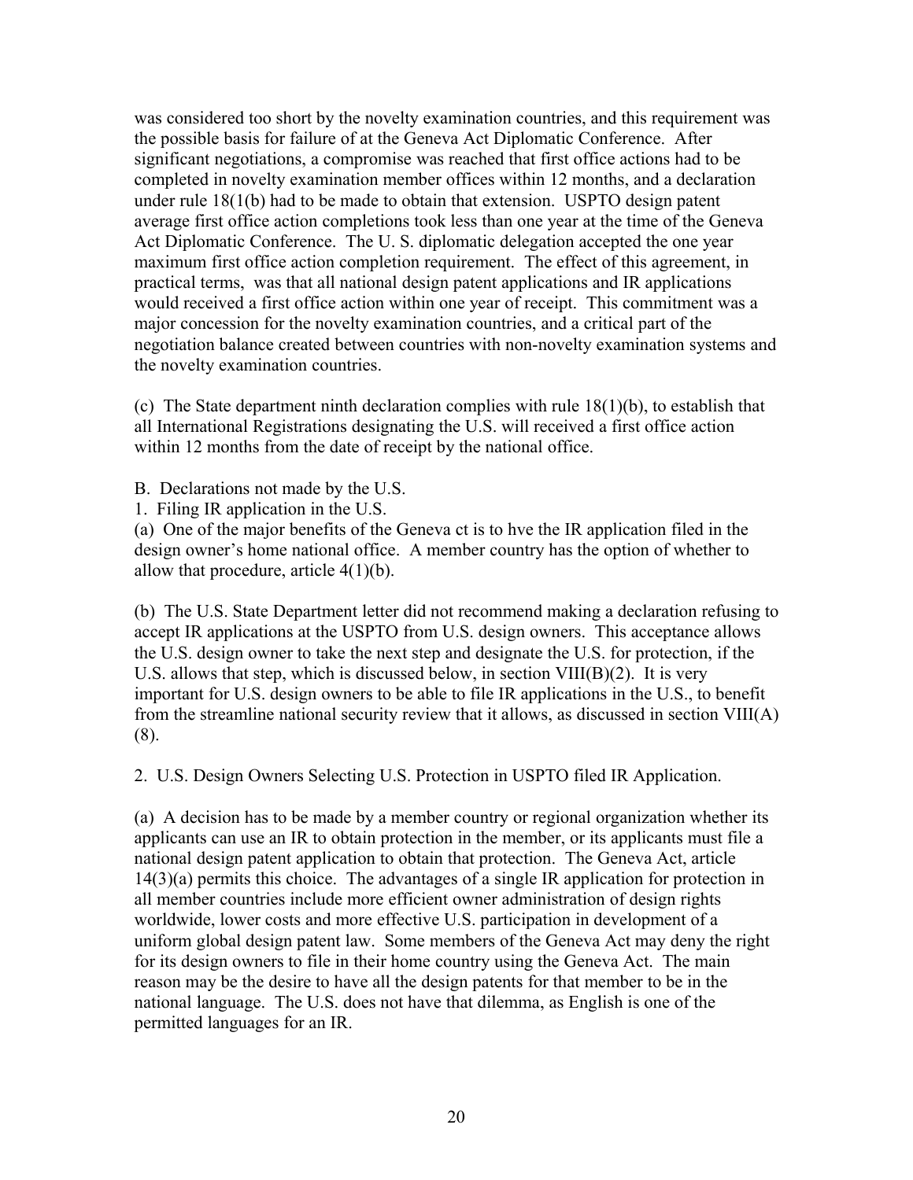was considered too short by the novelty examination countries, and this requirement was the possible basis for failure of at the Geneva Act Diplomatic Conference. After significant negotiations, a compromise was reached that first office actions had to be completed in novelty examination member offices within 12 months, and a declaration under rule 18(1(b) had to be made to obtain that extension. USPTO design patent average first office action completions took less than one year at the time of the Geneva Act Diplomatic Conference. The U. S. diplomatic delegation accepted the one year maximum first office action completion requirement. The effect of this agreement, in practical terms, was that all national design patent applications and IR applications would received a first office action within one year of receipt. This commitment was a major concession for the novelty examination countries, and a critical part of the negotiation balance created between countries with non-novelty examination systems and the novelty examination countries.

(c) The State department ninth declaration complies with rule 18(1)(b), to establish that all International Registrations designating the U.S. will received a first office action within 12 months from the date of receipt by the national office.

B. Declarations not made by the U.S.

1. Filing IR application in the U.S.

(a) One of the major benefits of the Geneva ct is to hve the IR application filed in the design owner's home national office. A member country has the option of whether to allow that procedure, article 4(1)(b).

(b) The U.S. State Department letter did not recommend making a declaration refusing to accept IR applications at the USPTO from U.S. design owners. This acceptance allows the U.S. design owner to take the next step and designate the U.S. for protection, if the U.S. allows that step, which is discussed below, in section VIII(B)(2). It is very important for U.S. design owners to be able to file IR applications in the U.S., to benefit from the streamline national security review that it allows, as discussed in section VIII(A)(8).

2. U.S. Design Owners Selecting U.S. Protection in USPTO filed IR Application.

(a) A decision has to be made by a member country or regional organization whether its applicants can use an IR to obtain protection in the member, or its applicants must file a national design patent application to obtain that protection. The Geneva Act, article 14(3)(a) permits this choice. The advantages of a single IR application for protection in all member countries include more efficient owner administration of design rights worldwide, lower costs and more effective U.S. participation in development of a uniform global design patent law. Some members of the Geneva Act may deny the right for its design owners to file in their home country using the Geneva Act. The main reason may be the desire to have all the design patents for that member to be in the national language. The U.S. does not have that dilemma, as English is one of the permitted languages for an IR.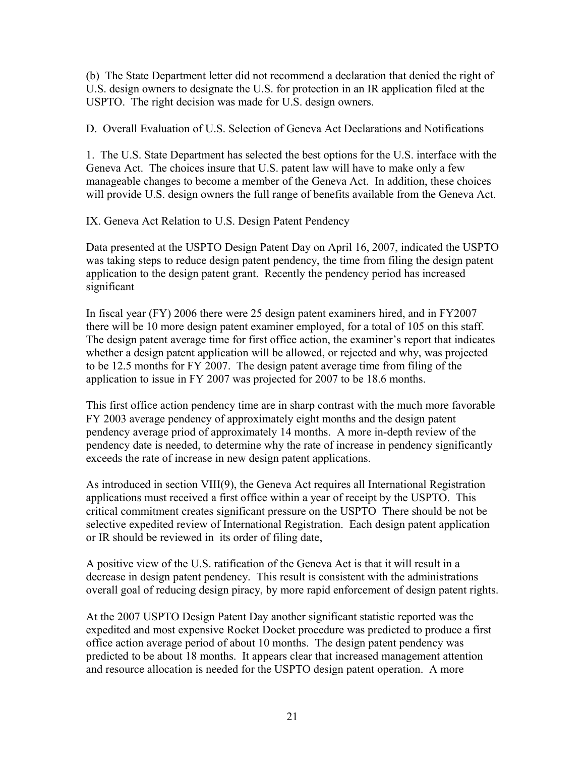(b) The State Department letter did not recommend a declaration that denied the right of U.S. design owners to designate the U.S. for protection in an IR application filed at the USPTO. The right decision was made for U.S. design owners.

D. Overall Evaluation of U.S. Selection of Geneva Act Declarations and Notifications

1. The U.S. State Department has selected the best options for the U.S. interface with the Geneva Act. The choices insure that U.S. patent law will have to make only a few manageable changes to become a member of the Geneva Act. In addition, these choices will provide U.S. design owners the full range of benefits available from the Geneva Act.

IX. Geneva Act Relation to U.S. Design Patent Pendency

Data presented at the USPTO Design Patent Day on April 16, 2007, indicated the USPTO was taking steps to reduce design patent pendency, the time from filing the design patent application to the design patent grant. Recently the pendency period has increased significant

In fiscal year (FY) 2006 there were 25 design patent examiners hired, and in FY2007 there will be 10 more design patent examiner employed, for a total of 105 on this staff. The design patent average time for first office action, the examiner's report that indicates whether a design patent application will be allowed, or rejected and why, was projected to be 12.5 months for FY 2007. The design patent average time from filing of the application to issue in FY 2007 was projected for 2007 to be 18.6 months.

This first office action pendency time are in sharp contrast with the much more favorable FY 2003 average pendency of approximately eight months and the design patent pendency average priod of approximately 14 months. A more in-depth review of the pendency date is needed, to determine why the rate of increase in pendency significantly exceeds the rate of increase in new design patent applications.

As introduced in section VIII(9), the Geneva Act requires all International Registration applications must received a first office within a year of receipt by the USPTO. This critical commitment creates significant pressure on the USPTO There should be not be selective expedited review of International Registration. Each design patent application or IR should be reviewed in its order of filing date,

A positive view of the U.S. ratification of the Geneva Act is that it will result in a decrease in design patent pendency. This result is consistent with the administrations overall goal of reducing design piracy, by more rapid enforcement of design patent rights.

At the 2007 USPTO Design Patent Day another significant statistic reported was the expedited and most expensive Rocket Docket procedure was predicted to produce a first office action average period of about 10 months. The design patent pendency was predicted to be about 18 months. It appears clear that increased management attention and resource allocation is needed for the USPTO design patent operation. A more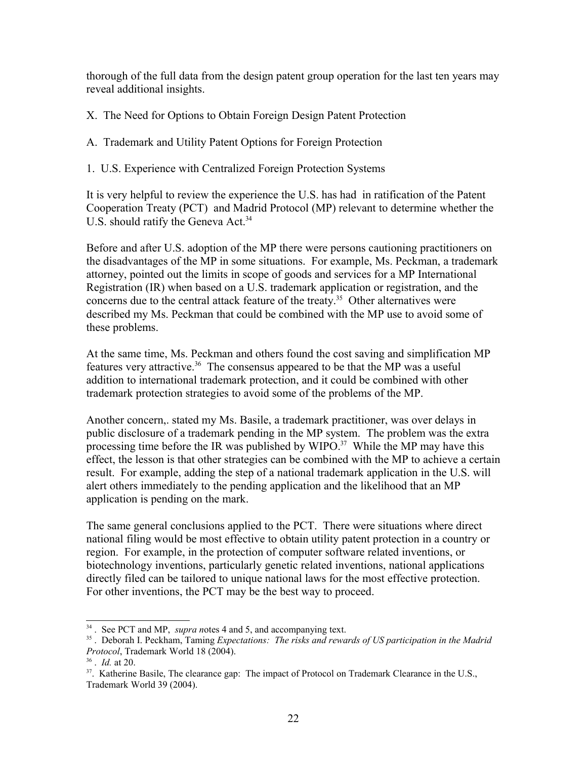thorough of the full data from the design patent group operation for the last ten years may reveal additional insights.

## X. The Need for Options to Obtain Foreign Design Patent Protection

### A. Trademark and Utility Patent Options for Foreign Protection

#### 1. U.S. Experience with Centralized Foreign Protection Systems

It is very helpful to review the experience the U.S. has had in ratification of the Patent Cooperation Treaty (PCT) and Madrid Protocol (MP) relevant to determine whether the U.S. should ratify the Geneva Act.[34]

Before and after U.S. adoption of the MP there were persons cautioning practitioners on the disadvantages of the MP in some situations. For example, Ms. Peckman, a trademark attorney, pointed out the limits in scope of goods and services for a MP International Registration (IR) when based on a U.S. trademark application or registration, and the concerns due to the central attack feature of the treaty.[35] Other alternatives were described my Ms. Peckman that could be combined with the MP use to avoid some of these problems.

At the same time, Ms. Peckman and others found the cost saving and simplification MP features very attractive.[36] The consensus appeared to be that the MP was a useful addition to international trademark protection, and it could be combined with other trademark protection strategies to avoid some of the problems of the MP.

Another concern,. stated my Ms. Basile, a trademark practitioner, was over delays in public disclosure of a trademark pending in the MP system. The problem was the extra processing time before the IR was published by WIPO.[37] While the MP may have this effect, the lesson is that other strategies can be combined with the MP to achieve a certain result. For example, adding the step of a national trademark application in the U.S. will alert others immediately to the pending application and the likelihood that an MP application is pending on the mark.

The same general conclusions applied to the PCT. There were situations where direct national filing would be most effective to obtain utility patent protection in a country or region. For example, in the protection of computer software related inventions, or biotechnology inventions, particularly genetic related inventions, national applications directly filed can be tailored to unique national laws for the most effective protection. For other inventions, the PCT may be the best way to proceed.

---

[34] . See PCT and MP, *supra n*otes 4 and 5, and accompanying text.

[35] . Deborah I. Peckham, Taming *Expectations: The risks and rewards of US participation in the Madrid Protocol*, Trademark World 18 (2004).

[36] . *Id.* at 20.

[37]. Katherine Basile, The clearance gap: The impact of Protocol on Trademark Clearance in the U.S., Trademark World 39 (2004).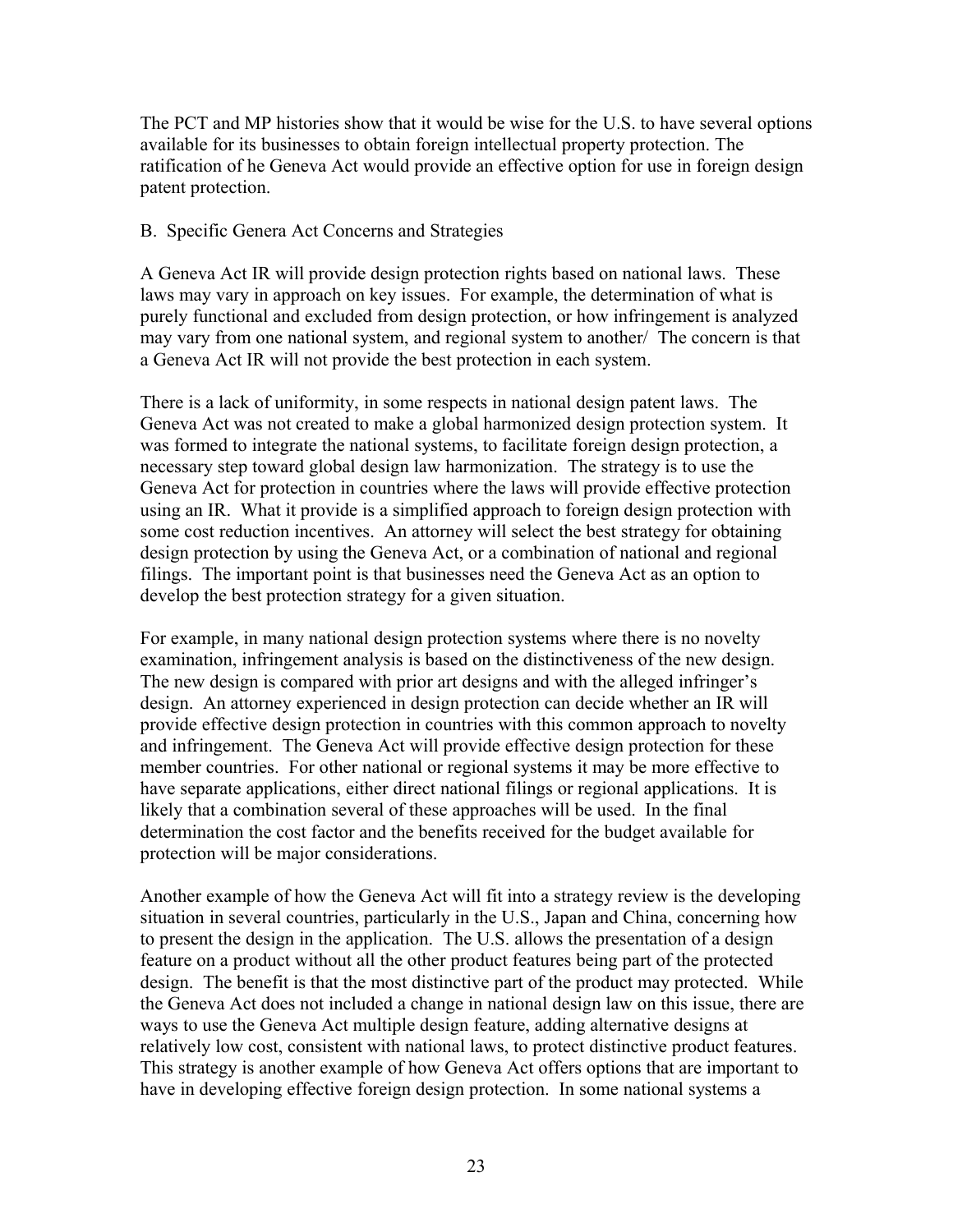The PCT and MP histories show that it would be wise for the U.S. to have several options available for its businesses to obtain foreign intellectual property protection. The ratification of he Geneva Act would provide an effective option for use in foreign design patent protection.

B. Specific Genera Act Concerns and Strategies

A Geneva Act IR will provide design protection rights based on national laws. These laws may vary in approach on key issues. For example, the determination of what is purely functional and excluded from design protection, or how infringement is analyzed may vary from one national system, and regional system to another/ The concern is that a Geneva Act IR will not provide the best protection in each system.

There is a lack of uniformity, in some respects in national design patent laws. The Geneva Act was not created to make a global harmonized design protection system. It was formed to integrate the national systems, to facilitate foreign design protection, a necessary step toward global design law harmonization. The strategy is to use the Geneva Act for protection in countries where the laws will provide effective protection using an IR. What it provide is a simplified approach to foreign design protection with some cost reduction incentives. An attorney will select the best strategy for obtaining design protection by using the Geneva Act, or a combination of national and regional filings. The important point is that businesses need the Geneva Act as an option to develop the best protection strategy for a given situation.

For example, in many national design protection systems where there is no novelty examination, infringement analysis is based on the distinctiveness of the new design. The new design is compared with prior art designs and with the alleged infringer's design. An attorney experienced in design protection can decide whether an IR will provide effective design protection in countries with this common approach to novelty and infringement. The Geneva Act will provide effective design protection for these member countries. For other national or regional systems it may be more effective to have separate applications, either direct national filings or regional applications. It is likely that a combination several of these approaches will be used. In the final determination the cost factor and the benefits received for the budget available for protection will be major considerations.

Another example of how the Geneva Act will fit into a strategy review is the developing situation in several countries, particularly in the U.S., Japan and China, concerning how to present the design in the application. The U.S. allows the presentation of a design feature on a product without all the other product features being part of the protected design. The benefit is that the most distinctive part of the product may protected. While the Geneva Act does not included a change in national design law on this issue, there are ways to use the Geneva Act multiple design feature, adding alternative designs at relatively low cost, consistent with national laws, to protect distinctive product features. This strategy is another example of how Geneva Act offers options that are important to have in developing effective foreign design protection. In some national systems a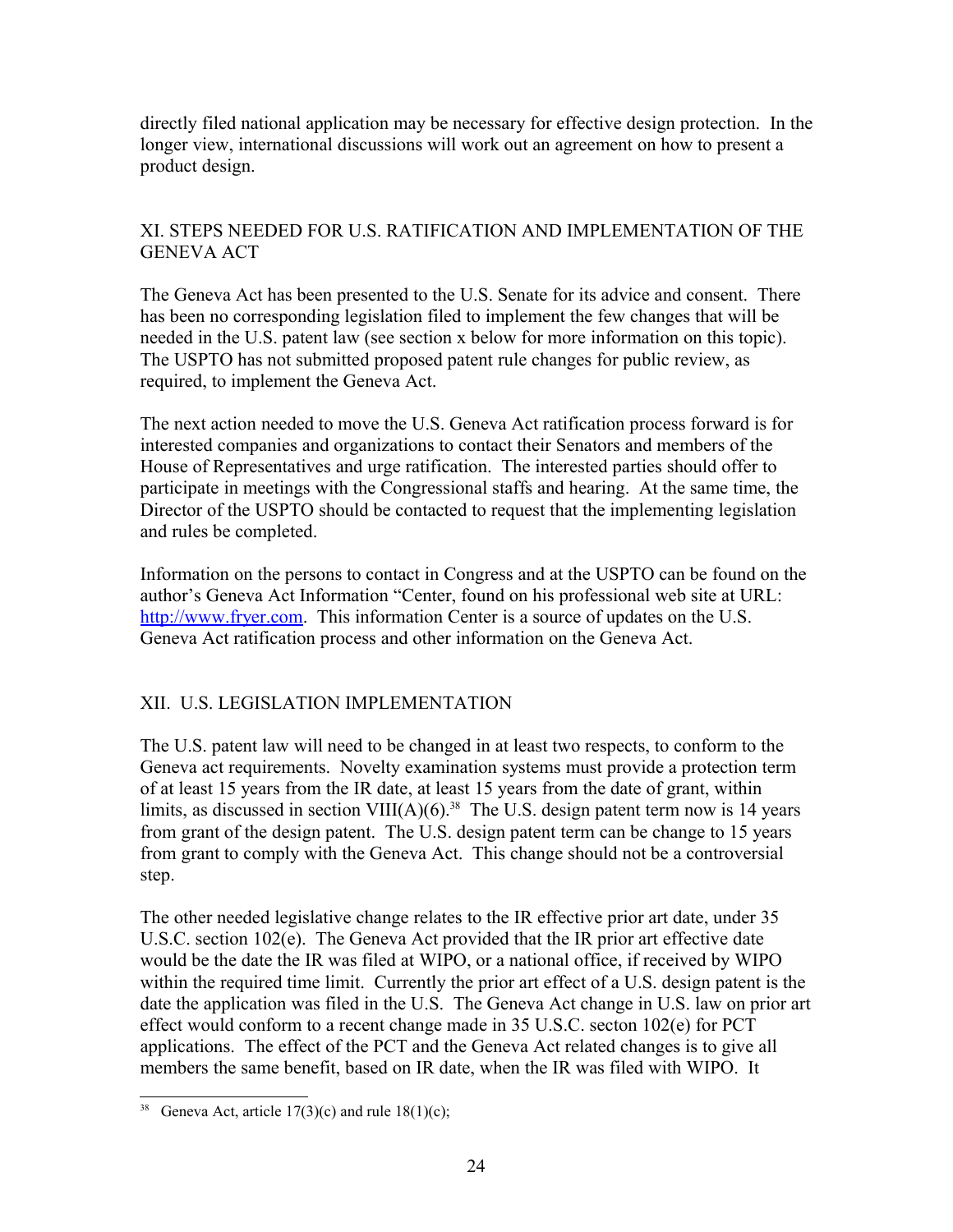directly filed national application may be necessary for effective design protection. In the longer view, international discussions will work out an agreement on how to present a product design.

## XI. STEPS NEEDED FOR U.S. RATIFICATION AND IMPLEMENTATION OF THE GENEVA ACT

The Geneva Act has been presented to the U.S. Senate for its advice and consent. There has been no corresponding legislation filed to implement the few changes that will be needed in the U.S. patent law (see section x below for more information on this topic). The USPTO has not submitted proposed patent rule changes for public review, as required, to implement the Geneva Act.

The next action needed to move the U.S. Geneva Act ratification process forward is for interested companies and organizations to contact their Senators and members of the House of Representatives and urge ratification. The interested parties should offer to participate in meetings with the Congressional staffs and hearing. At the same time, the Director of the USPTO should be contacted to request that the implementing legislation and rules be completed.

Information on the persons to contact in Congress and at the USPTO can be found on the author's Geneva Act Information "Center, found on his professional web site at URL: http://www.fryer.com. This information Center is a source of updates on the U.S. Geneva Act ratification process and other information on the Geneva Act.

## XII. U.S. LEGISLATION IMPLEMENTATION

The U.S. patent law will need to be changed in at least two respects, to conform to the Geneva act requirements. Novelty examination systems must provide a protection term of at least 15 years from the IR date, at least 15 years from the date of grant, within limits, as discussed in section VIII(A)(6).[38] The U.S. design patent term now is 14 years from grant of the design patent. The U.S. design patent term can be change to 15 years from grant to comply with the Geneva Act. This change should not be a controversial step.

The other needed legislative change relates to the IR effective prior art date, under 35 U.S.C. section 102(e). The Geneva Act provided that the IR prior art effective date would be the date the IR was filed at WIPO, or a national office, if received by WIPO within the required time limit. Currently the prior art effect of a U.S. design patent is the date the application was filed in the U.S. The Geneva Act change in U.S. law on prior art effect would conform to a recent change made in 35 U.S.C. secton 102(e) for PCT applications. The effect of the PCT and the Geneva Act related changes is to give all members the same benefit, based on IR date, when the IR was filed with WIPO. It

---

[38] Geneva Act, article 17(3)(c) and rule 18(1)(c);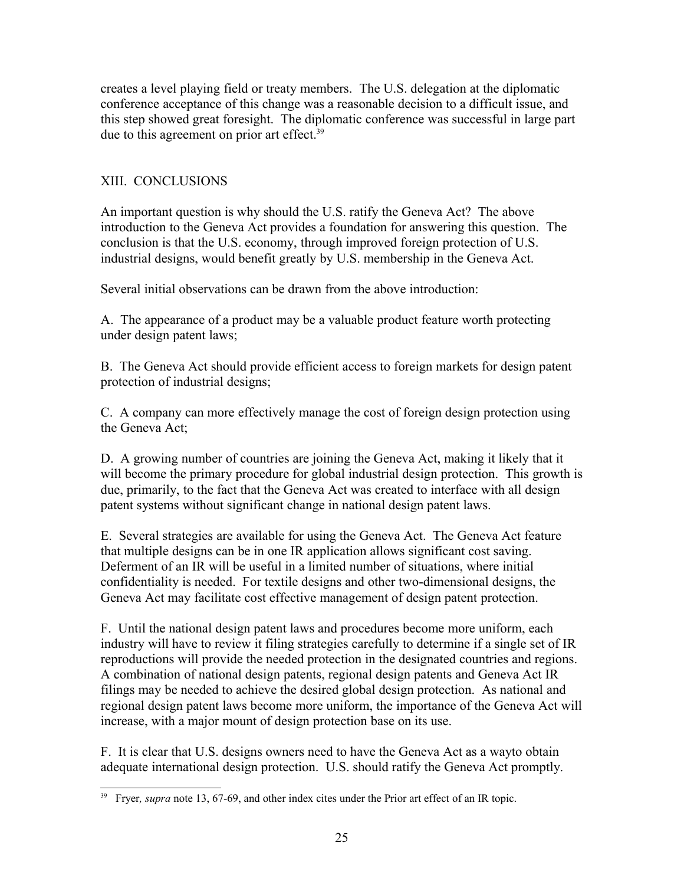creates a level playing field or treaty members. The U.S. delegation at the diplomatic conference acceptance of this change was a reasonable decision to a difficult issue, and this step showed great foresight. The diplomatic conference was successful in large part due to this agreement on prior art effect.[39]

## XIII. CONCLUSIONS

An important question is why should the U.S. ratify the Geneva Act? The above introduction to the Geneva Act provides a foundation for answering this question. The conclusion is that the U.S. economy, through improved foreign protection of U.S. industrial designs, would benefit greatly by U.S. membership in the Geneva Act.

Several initial observations can be drawn from the above introduction:

A. The appearance of a product may be a valuable product feature worth protecting under design patent laws;

B. The Geneva Act should provide efficient access to foreign markets for design patent protection of industrial designs;

C. A company can more effectively manage the cost of foreign design protection using the Geneva Act;

D. A growing number of countries are joining the Geneva Act, making it likely that it will become the primary procedure for global industrial design protection. This growth is due, primarily, to the fact that the Geneva Act was created to interface with all design patent systems without significant change in national design patent laws.

E. Several strategies are available for using the Geneva Act. The Geneva Act feature that multiple designs can be in one IR application allows significant cost saving. Deferment of an IR will be useful in a limited number of situations, where initial confidentiality is needed. For textile designs and other two-dimensional designs, the Geneva Act may facilitate cost effective management of design patent protection.

F. Until the national design patent laws and procedures become more uniform, each industry will have to review it filing strategies carefully to determine if a single set of IR reproductions will provide the needed protection in the designated countries and regions. A combination of national design patents, regional design patents and Geneva Act IR filings may be needed to achieve the desired global design protection. As national and regional design patent laws become more uniform, the importance of the Geneva Act will increase, with a major mount of design protection base on its use.

F. It is clear that U.S. designs owners need to have the Geneva Act as a wayto obtain adequate international design protection. U.S. should ratify the Geneva Act promptly.

[39] Fryer*, supra* note 13, 67-69, and other index cites under the Prior art effect of an IR topic.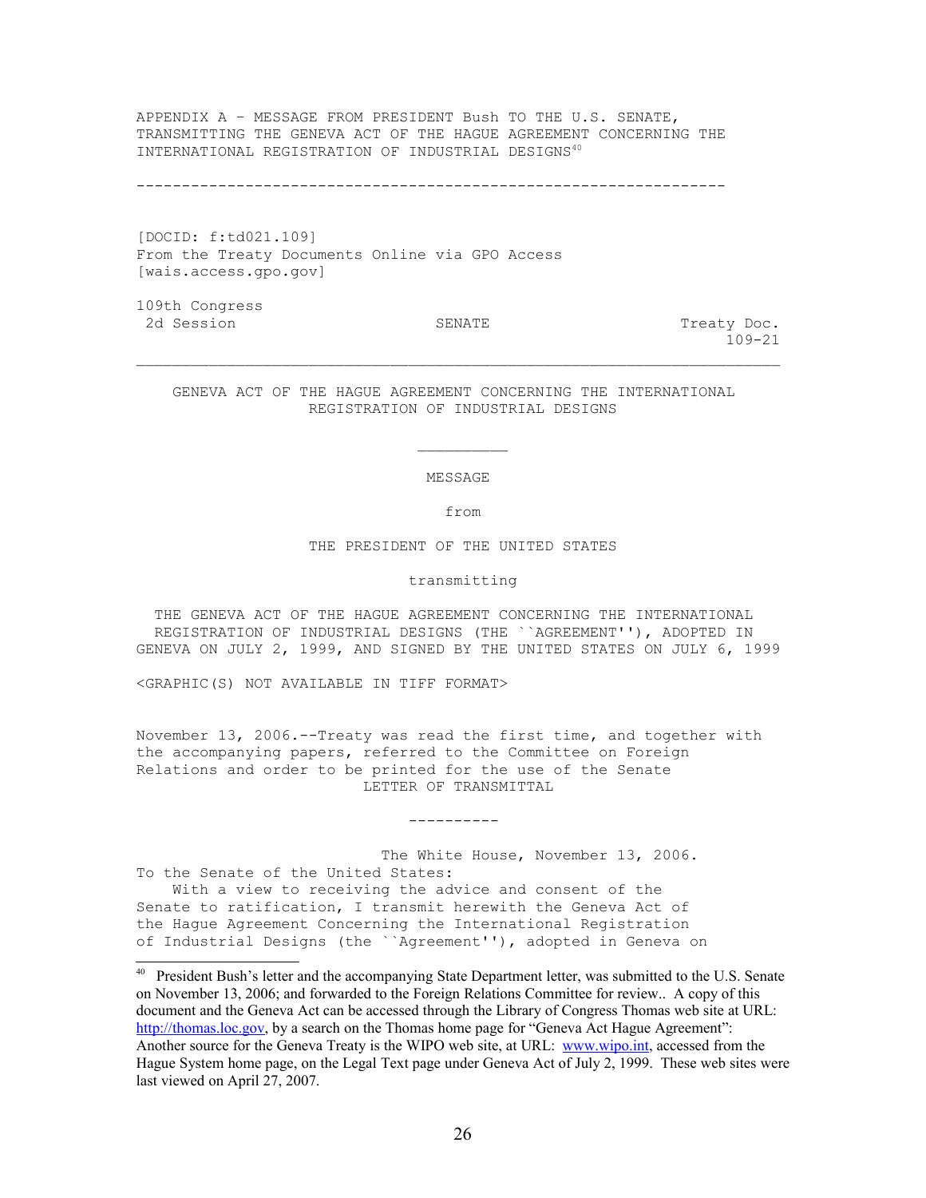APPENDIX A – MESSAGE FROM PRESIDENT Bush TO THE U.S. SENATE, TRANSMITTING THE GENEVA ACT OF THE HAGUE AGREEMENT CONCERNING THE INTERNATIONAL REGISTRATION OF INDUSTRIAL DESIGNS[40]

-----------------------------------------------------------------

[DOCID: f:td021.109]
From the Treaty Documents Online via GPO Access
[wais.access.gpo.gov]

109th Congress
2d Session SENATE Treaty Doc. 109-21

---

GENEVA ACT OF THE HAGUE AGREEMENT CONCERNING THE INTERNATIONAL REGISTRATION OF INDUSTRIAL DESIGNS

MESSAGE

from

THE PRESIDENT OF THE UNITED STATES

transmitting

THE GENEVA ACT OF THE HAGUE AGREEMENT CONCERNING THE INTERNATIONAL REGISTRATION OF INDUSTRIAL DESIGNS (THE ``AGREEMENT''), ADOPTED IN GENEVA ON JULY 2, 1999, AND SIGNED BY THE UNITED STATES ON JULY 6, 1999

<GRAPHIC(S) NOT AVAILABLE IN TIFF FORMAT>

November 13, 2006.--Treaty was read the first time, and together with the accompanying papers, referred to the Committee on Foreign Relations and order to be printed for the use of the Senate

LETTER OF TRANSMITTAL

----------

The White House, November 13, 2006.

To the Senate of the United States:

With a view to receiving the advice and consent of the Senate to ratification, I transmit herewith the Geneva Act of the Hague Agreement Concerning the International Registration of Industrial Designs (the ``Agreement''), adopted in Geneva on

---

[40] President Bush's letter and the accompanying State Department letter, was submitted to the U.S. Senate on November 13, 2006; and forwarded to the Foreign Relations Committee for review.. A copy of this document and the Geneva Act can be accessed through the Library of Congress Thomas web site at URL: http://thomas.loc.gov, by a search on the Thomas home page for "Geneva Act Hague Agreement": Another source for the Geneva Treaty is the WIPO web site, at URL: www.wipo.int, accessed from the Hague System home page, on the Legal Text page under Geneva Act of July 2, 1999. These web sites were last viewed on April 27, 2007.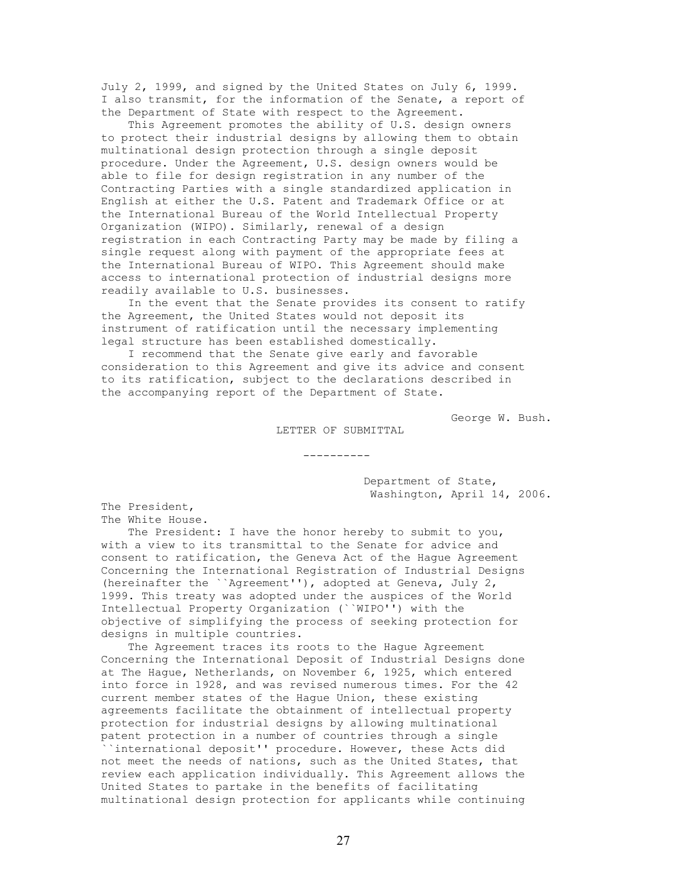July 2, 1999, and signed by the United States on July 6, 1999. I also transmit, for the information of the Senate, a report of the Department of State with respect to the Agreement.

This Agreement promotes the ability of U.S. design owners to protect their industrial designs by allowing them to obtain multinational design protection through a single deposit procedure. Under the Agreement, U.S. design owners would be able to file for design registration in any number of the Contracting Parties with a single standardized application in English at either the U.S. Patent and Trademark Office or at the International Bureau of the World Intellectual Property Organization (WIPO). Similarly, renewal of a design registration in each Contracting Party may be made by filing a single request along with payment of the appropriate fees at the International Bureau of WIPO. This Agreement should make access to international protection of industrial designs more readily available to U.S. businesses.

In the event that the Senate provides its consent to ratify the Agreement, the United States would not deposit its instrument of ratification until the necessary implementing legal structure has been established domestically.

I recommend that the Senate give early and favorable consideration to this Agreement and give its advice and consent to its ratification, subject to the declarations described in the accompanying report of the Department of State.

George W. Bush.

LETTER OF SUBMITTAL

----------

Department of State,
Washington, April 14, 2006.

The President,
The White House.

The President: I have the honor hereby to submit to you, with a view to its transmittal to the Senate for advice and consent to ratification, the Geneva Act of the Hague Agreement Concerning the International Registration of Industrial Designs (hereinafter the ``Agreement''), adopted at Geneva, July 2, 1999. This treaty was adopted under the auspices of the World Intellectual Property Organization (``WIPO'') with the objective of simplifying the process of seeking protection for designs in multiple countries.

The Agreement traces its roots to the Hague Agreement Concerning the International Deposit of Industrial Designs done at The Hague, Netherlands, on November 6, 1925, which entered into force in 1928, and was revised numerous times. For the 42 current member states of the Hague Union, these existing agreements facilitate the obtainment of intellectual property protection for industrial designs by allowing multinational patent protection in a number of countries through a single ``international deposit'' procedure. However, these Acts did not meet the needs of nations, such as the United States, that review each application individually. This Agreement allows the United States to partake in the benefits of facilitating multinational design protection for applicants while continuing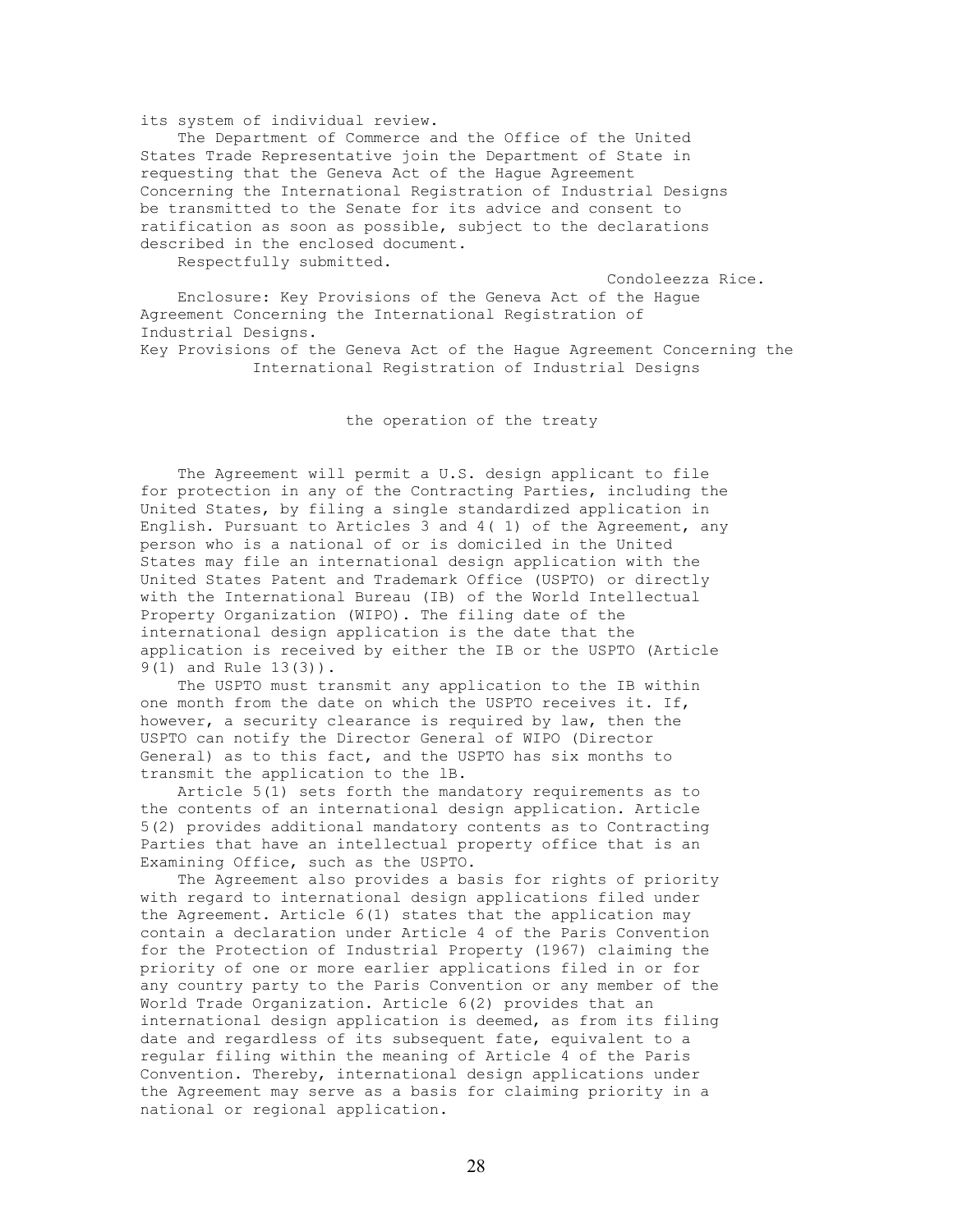its system of individual review.

The Department of Commerce and the Office of the United States Trade Representative join the Department of State in requesting that the Geneva Act of the Hague Agreement Concerning the International Registration of Industrial Designs be transmitted to the Senate for its advice and consent to ratification as soon as possible, subject to the declarations described in the enclosed document.

Respectfully submitted.

Condoleezza Rice.

Enclosure: Key Provisions of the Geneva Act of the Hague Agreement Concerning the International Registration of Industrial Designs.

## Key Provisions of the Geneva Act of the Hague Agreement Concerning the International Registration of Industrial Designs

### the operation of the treaty

The Agreement will permit a U.S. design applicant to file for protection in any of the Contracting Parties, including the United States, by filing a single standardized application in English. Pursuant to Articles 3 and 4( 1) of the Agreement, any person who is a national of or is domiciled in the United States may file an international design application with the United States Patent and Trademark Office (USPTO) or directly with the International Bureau (IB) of the World Intellectual Property Organization (WIPO). The filing date of the international design application is the date that the application is received by either the IB or the USPTO (Article 9(1) and Rule 13(3)).

The USPTO must transmit any application to the IB within one month from the date on which the USPTO receives it. If, however, a security clearance is required by law, then the USPTO can notify the Director General of WIPO (Director General) as to this fact, and the USPTO has six months to transmit the application to the lB.

Article 5(1) sets forth the mandatory requirements as to the contents of an international design application. Article 5(2) provides additional mandatory contents as to Contracting Parties that have an intellectual property office that is an Examining Office, such as the USPTO.

The Agreement also provides a basis for rights of priority with regard to international design applications filed under the Agreement. Article 6(1) states that the application may contain a declaration under Article 4 of the Paris Convention for the Protection of Industrial Property (1967) claiming the priority of one or more earlier applications filed in or for any country party to the Paris Convention or any member of the World Trade Organization. Article 6(2) provides that an international design application is deemed, as from its filing date and regardless of its subsequent fate, equivalent to a regular filing within the meaning of Article 4 of the Paris Convention. Thereby, international design applications under the Agreement may serve as a basis for claiming priority in a national or regional application.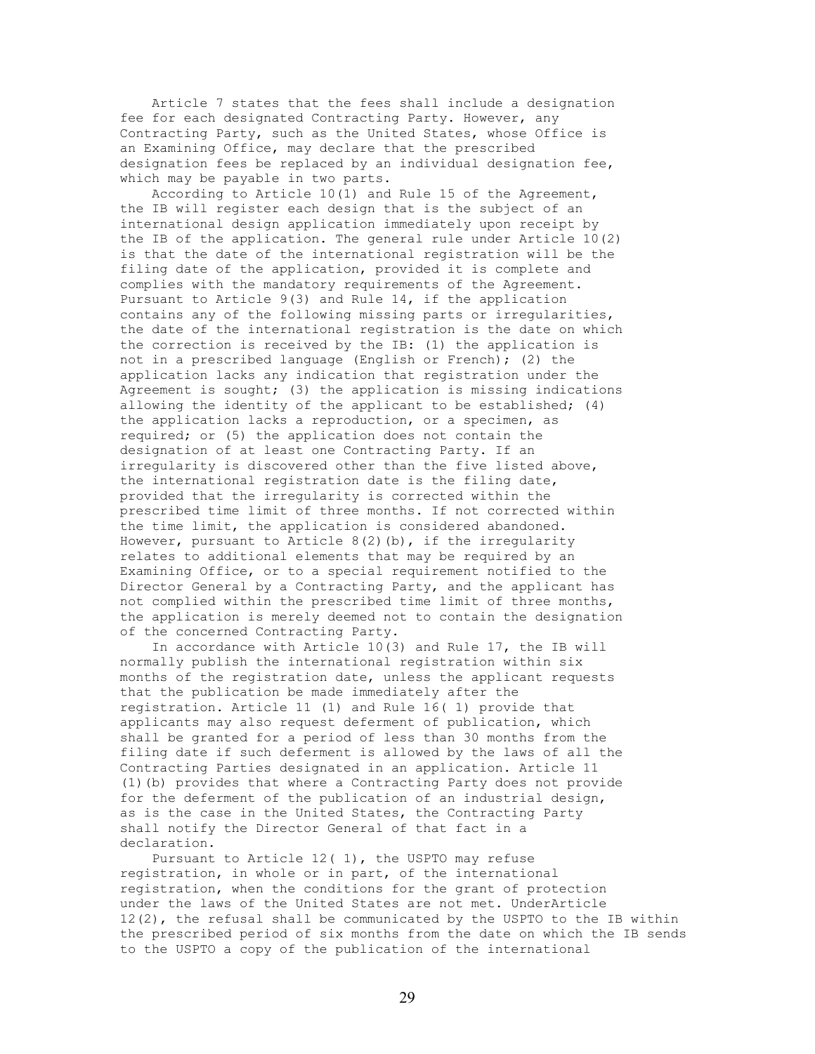Article 7 states that the fees shall include a designation fee for each designated Contracting Party. However, any Contracting Party, such as the United States, whose Office is an Examining Office, may declare that the prescribed designation fees be replaced by an individual designation fee, which may be payable in two parts.

According to Article 10(1) and Rule 15 of the Agreement, the IB will register each design that is the subject of an international design application immediately upon receipt by the IB of the application. The general rule under Article 10(2) is that the date of the international registration will be the filing date of the application, provided it is complete and complies with the mandatory requirements of the Agreement. Pursuant to Article 9(3) and Rule 14, if the application contains any of the following missing parts or irregularities, the date of the international registration is the date on which the correction is received by the IB: (1) the application is not in a prescribed language (English or French); (2) the application lacks any indication that registration under the Agreement is sought; (3) the application is missing indications allowing the identity of the applicant to be established; (4) the application lacks a reproduction, or a specimen, as required; or (5) the application does not contain the designation of at least one Contracting Party. If an irregularity is discovered other than the five listed above, the international registration date is the filing date, provided that the irregularity is corrected within the prescribed time limit of three months. If not corrected within the time limit, the application is considered abandoned. However, pursuant to Article 8(2)(b), if the irregularity relates to additional elements that may be required by an Examining Office, or to a special requirement notified to the Director General by a Contracting Party, and the applicant has not complied within the prescribed time limit of three months, the application is merely deemed not to contain the designation of the concerned Contracting Party.

In accordance with Article 10(3) and Rule 17, the IB will normally publish the international registration within six months of the registration date, unless the applicant requests that the publication be made immediately after the registration. Article 11 (1) and Rule 16( 1) provide that applicants may also request deferment of publication, which shall be granted for a period of less than 30 months from the filing date if such deferment is allowed by the laws of all the Contracting Parties designated in an application. Article 11 (1)(b) provides that where a Contracting Party does not provide for the deferment of the publication of an industrial design, as is the case in the United States, the Contracting Party shall notify the Director General of that fact in a declaration.

Pursuant to Article 12( 1), the USPTO may refuse registration, in whole or in part, of the international registration, when the conditions for the grant of protection under the laws of the United States are not met. UnderArticle 12(2), the refusal shall be communicated by the USPTO to the IB within the prescribed period of six months from the date on which the IB sends to the USPTO a copy of the publication of the international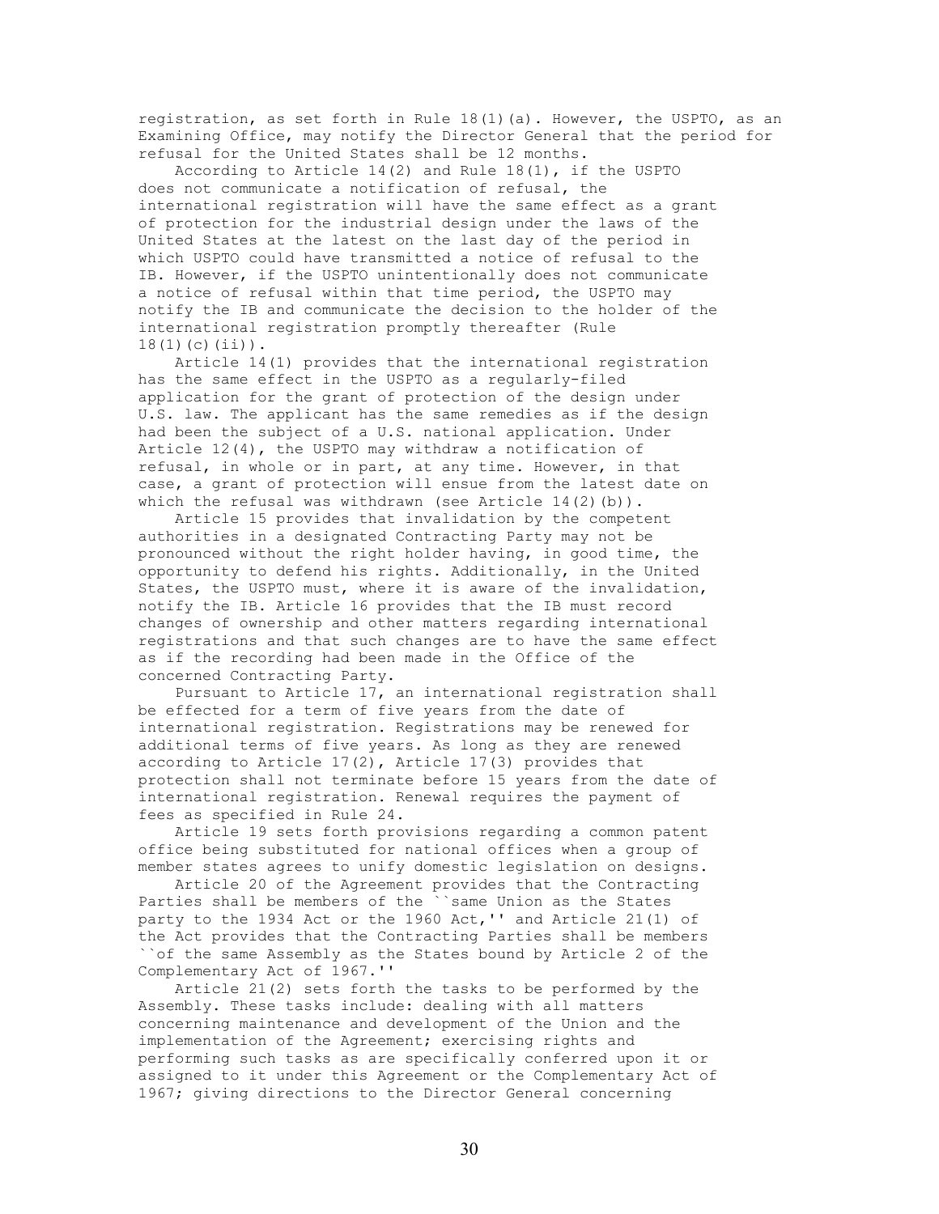registration, as set forth in Rule 18(1)(a). However, the USPTO, as an Examining Office, may notify the Director General that the period for refusal for the United States shall be 12 months.

According to Article 14(2) and Rule 18(1), if the USPTO does not communicate a notification of refusal, the international registration will have the same effect as a grant of protection for the industrial design under the laws of the United States at the latest on the last day of the period in which USPTO could have transmitted a notice of refusal to the IB. However, if the USPTO unintentionally does not communicate a notice of refusal within that time period, the USPTO may notify the IB and communicate the decision to the holder of the international registration promptly thereafter (Rule 18(1)(c)(ii)).

Article 14(1) provides that the international registration has the same effect in the USPTO as a regularly-filed application for the grant of protection of the design under U.S. law. The applicant has the same remedies as if the design had been the subject of a U.S. national application. Under Article 12(4), the USPTO may withdraw a notification of refusal, in whole or in part, at any time. However, in that case, a grant of protection will ensue from the latest date on which the refusal was withdrawn (see Article 14(2)(b)).

Article 15 provides that invalidation by the competent authorities in a designated Contracting Party may not be pronounced without the right holder having, in good time, the opportunity to defend his rights. Additionally, in the United States, the USPTO must, where it is aware of the invalidation, notify the IB. Article 16 provides that the IB must record changes of ownership and other matters regarding international registrations and that such changes are to have the same effect as if the recording had been made in the Office of the concerned Contracting Party.

Pursuant to Article 17, an international registration shall be effected for a term of five years from the date of international registration. Registrations may be renewed for additional terms of five years. As long as they are renewed according to Article 17(2), Article 17(3) provides that protection shall not terminate before 15 years from the date of international registration. Renewal requires the payment of fees as specified in Rule 24.

Article 19 sets forth provisions regarding a common patent office being substituted for national offices when a group of member states agrees to unify domestic legislation on designs.

Article 20 of the Agreement provides that the Contracting Parties shall be members of the ``same Union as the States party to the 1934 Act or the 1960 Act,'' and Article 21(1) of the Act provides that the Contracting Parties shall be members ``of the same Assembly as the States bound by Article 2 of the Complementary Act of 1967.''

Article 21(2) sets forth the tasks to be performed by the Assembly. These tasks include: dealing with all matters concerning maintenance and development of the Union and the implementation of the Agreement; exercising rights and performing such tasks as are specifically conferred upon it or assigned to it under this Agreement or the Complementary Act of 1967; giving directions to the Director General concerning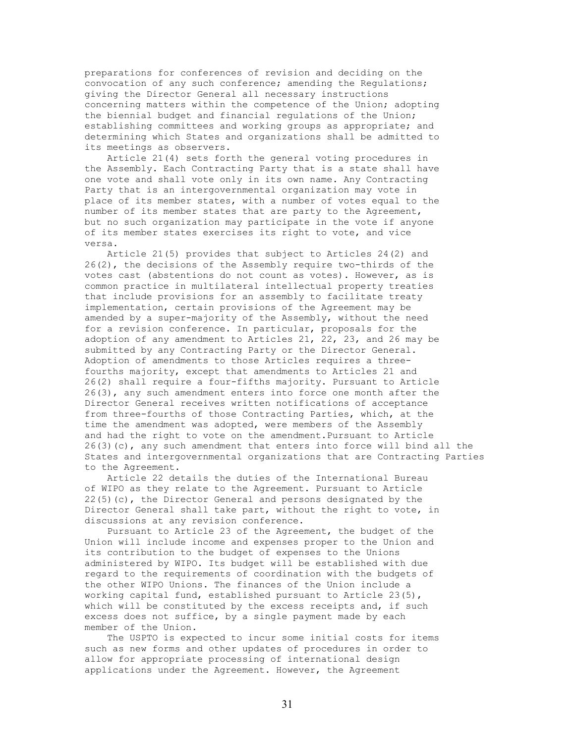preparations for conferences of revision and deciding on the convocation of any such conference; amending the Regulations; giving the Director General all necessary instructions concerning matters within the competence of the Union; adopting the biennial budget and financial regulations of the Union; establishing committees and working groups as appropriate; and determining which States and organizations shall be admitted to its meetings as observers.

Article 21(4) sets forth the general voting procedures in the Assembly. Each Contracting Party that is a state shall have one vote and shall vote only in its own name. Any Contracting Party that is an intergovernmental organization may vote in place of its member states, with a number of votes equal to the number of its member states that are party to the Agreement, but no such organization may participate in the vote if anyone of its member states exercises its right to vote, and vice versa.

Article 21(5) provides that subject to Articles 24(2) and 26(2), the decisions of the Assembly require two-thirds of the votes cast (abstentions do not count as votes). However, as is common practice in multilateral intellectual property treaties that include provisions for an assembly to facilitate treaty implementation, certain provisions of the Agreement may be amended by a super-majority of the Assembly, without the need for a revision conference. In particular, proposals for the adoption of any amendment to Articles 21, 22, 23, and 26 may be submitted by any Contracting Party or the Director General. Adoption of amendments to those Articles requires a three-fourths majority, except that amendments to Articles 21 and 26(2) shall require a four-fifths majority. Pursuant to Article 26(3), any such amendment enters into force one month after the Director General receives written notifications of acceptance from three-fourths of those Contracting Parties, which, at the time the amendment was adopted, were members of the Assembly and had the right to vote on the amendment.Pursuant to Article 26(3)(c), any such amendment that enters into force will bind all the States and intergovernmental organizations that are Contracting Parties to the Agreement.

Article 22 details the duties of the International Bureau of WIPO as they relate to the Agreement. Pursuant to Article 22(5)(c), the Director General and persons designated by the Director General shall take part, without the right to vote, in discussions at any revision conference.

Pursuant to Article 23 of the Agreement, the budget of the Union will include income and expenses proper to the Union and its contribution to the budget of expenses to the Unions administered by WIPO. Its budget will be established with due regard to the requirements of coordination with the budgets of the other WIPO Unions. The finances of the Union include a working capital fund, established pursuant to Article 23(5), which will be constituted by the excess receipts and, if such excess does not suffice, by a single payment made by each member of the Union.

The USPTO is expected to incur some initial costs for items such as new forms and other updates of procedures in order to allow for appropriate processing of international design applications under the Agreement. However, the Agreement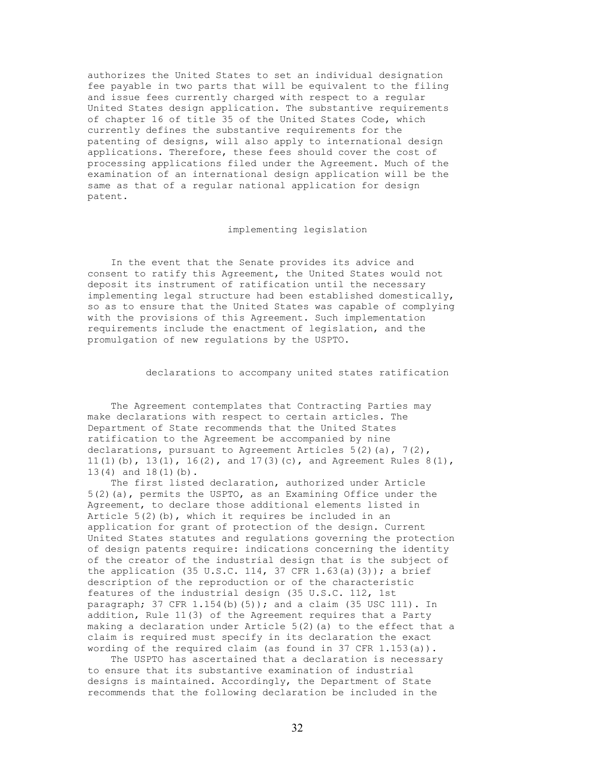authorizes the United States to set an individual designation fee payable in two parts that will be equivalent to the filing and issue fees currently charged with respect to a regular United States design application. The substantive requirements of chapter 16 of title 35 of the United States Code, which currently defines the substantive requirements for the patenting of designs, will also apply to international design applications. Therefore, these fees should cover the cost of processing applications filed under the Agreement. Much of the examination of an international design application will be the same as that of a regular national application for design patent.

## implementing legislation

In the event that the Senate provides its advice and consent to ratify this Agreement, the United States would not deposit its instrument of ratification until the necessary implementing legal structure had been established domestically, so as to ensure that the United States was capable of complying with the provisions of this Agreement. Such implementation requirements include the enactment of legislation, and the promulgation of new regulations by the USPTO.

## declarations to accompany united states ratification

The Agreement contemplates that Contracting Parties may make declarations with respect to certain articles. The Department of State recommends that the United States ratification to the Agreement be accompanied by nine declarations, pursuant to Agreement Articles 5(2)(a), 7(2), 11(1)(b), 13(1), 16(2), and 17(3)(c), and Agreement Rules 8(1), 13(4) and 18(1)(b).

The first listed declaration, authorized under Article 5(2)(a), permits the USPTO, as an Examining Office under the Agreement, to declare those additional elements listed in Article 5(2)(b), which it requires be included in an application for grant of protection of the design. Current United States statutes and regulations governing the protection of design patents require: indications concerning the identity of the creator of the industrial design that is the subject of the application (35 U.S.C. 114, 37 CFR 1.63(a)(3)); a brief description of the reproduction or of the characteristic features of the industrial design (35 U.S.C. 112, 1st paragraph; 37 CFR 1.154(b)(5)); and a claim (35 USC 111). In addition, Rule 11(3) of the Agreement requires that a Party making a declaration under Article 5(2)(a) to the effect that a claim is required must specify in its declaration the exact wording of the required claim (as found in 37 CFR 1.153(a)).

The USPTO has ascertained that a declaration is necessary to ensure that its substantive examination of industrial designs is maintained. Accordingly, the Department of State recommends that the following declaration be included in the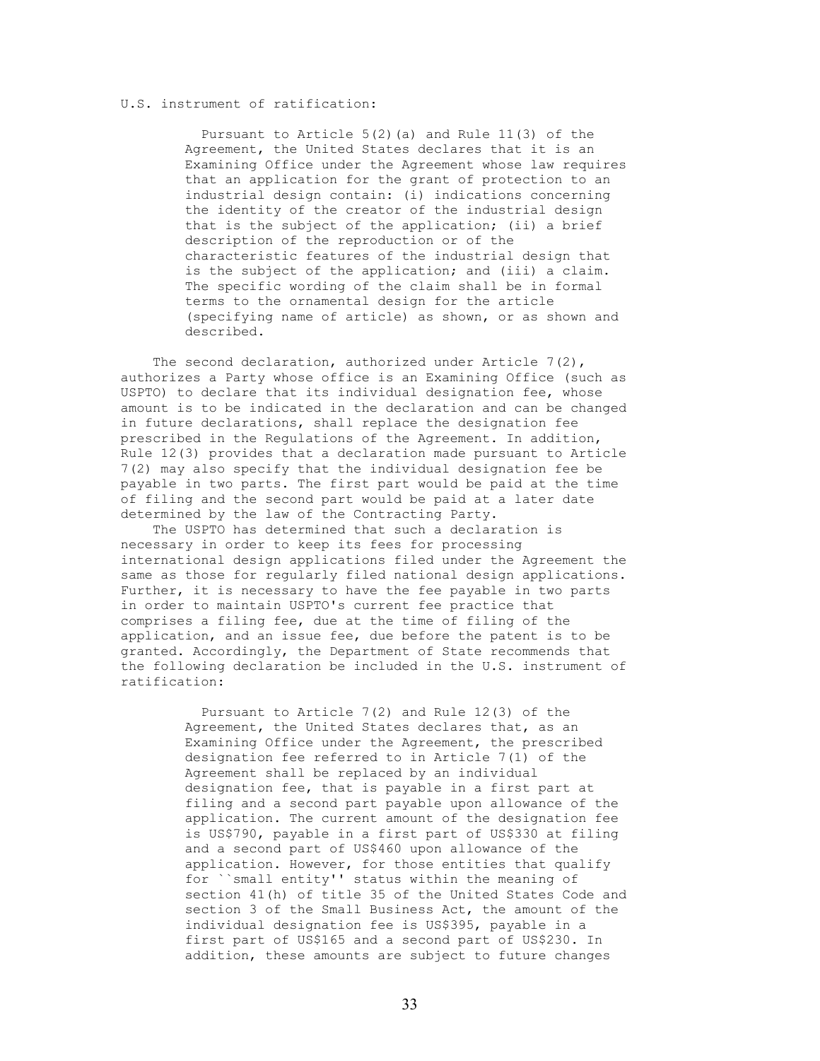U.S. instrument of ratification:

> Pursuant to Article 5(2)(a) and Rule 11(3) of the Agreement, the United States declares that it is an Examining Office under the Agreement whose law requires that an application for the grant of protection to an industrial design contain: (i) indications concerning the identity of the creator of the industrial design that is the subject of the application; (ii) a brief description of the reproduction or of the characteristic features of the industrial design that is the subject of the application; and (iii) a claim. The specific wording of the claim shall be in formal terms to the ornamental design for the article (specifying name of article) as shown, or as shown and described.

The second declaration, authorized under Article 7(2), authorizes a Party whose office is an Examining Office (such as USPTO) to declare that its individual designation fee, whose amount is to be indicated in the declaration and can be changed in future declarations, shall replace the designation fee prescribed in the Regulations of the Agreement. In addition, Rule 12(3) provides that a declaration made pursuant to Article 7(2) may also specify that the individual designation fee be payable in two parts. The first part would be paid at the time of filing and the second part would be paid at a later date determined by the law of the Contracting Party.

The USPTO has determined that such a declaration is necessary in order to keep its fees for processing international design applications filed under the Agreement the same as those for regularly filed national design applications. Further, it is necessary to have the fee payable in two parts in order to maintain USPTO's current fee practice that comprises a filing fee, due at the time of filing of the application, and an issue fee, due before the patent is to be granted. Accordingly, the Department of State recommends that the following declaration be included in the U.S. instrument of ratification:

> Pursuant to Article 7(2) and Rule 12(3) of the Agreement, the United States declares that, as an Examining Office under the Agreement, the prescribed designation fee referred to in Article 7(1) of the Agreement shall be replaced by an individual designation fee, that is payable in a first part at filing and a second part payable upon allowance of the application. The current amount of the designation fee is US$790, payable in a first part of US$330 at filing and a second part of US$460 upon allowance of the application. However, for those entities that qualify for ``small entity'' status within the meaning of section 41(h) of title 35 of the United States Code and section 3 of the Small Business Act, the amount of the individual designation fee is US$395, payable in a first part of US$165 and a second part of US$230. In addition, these amounts are subject to future changes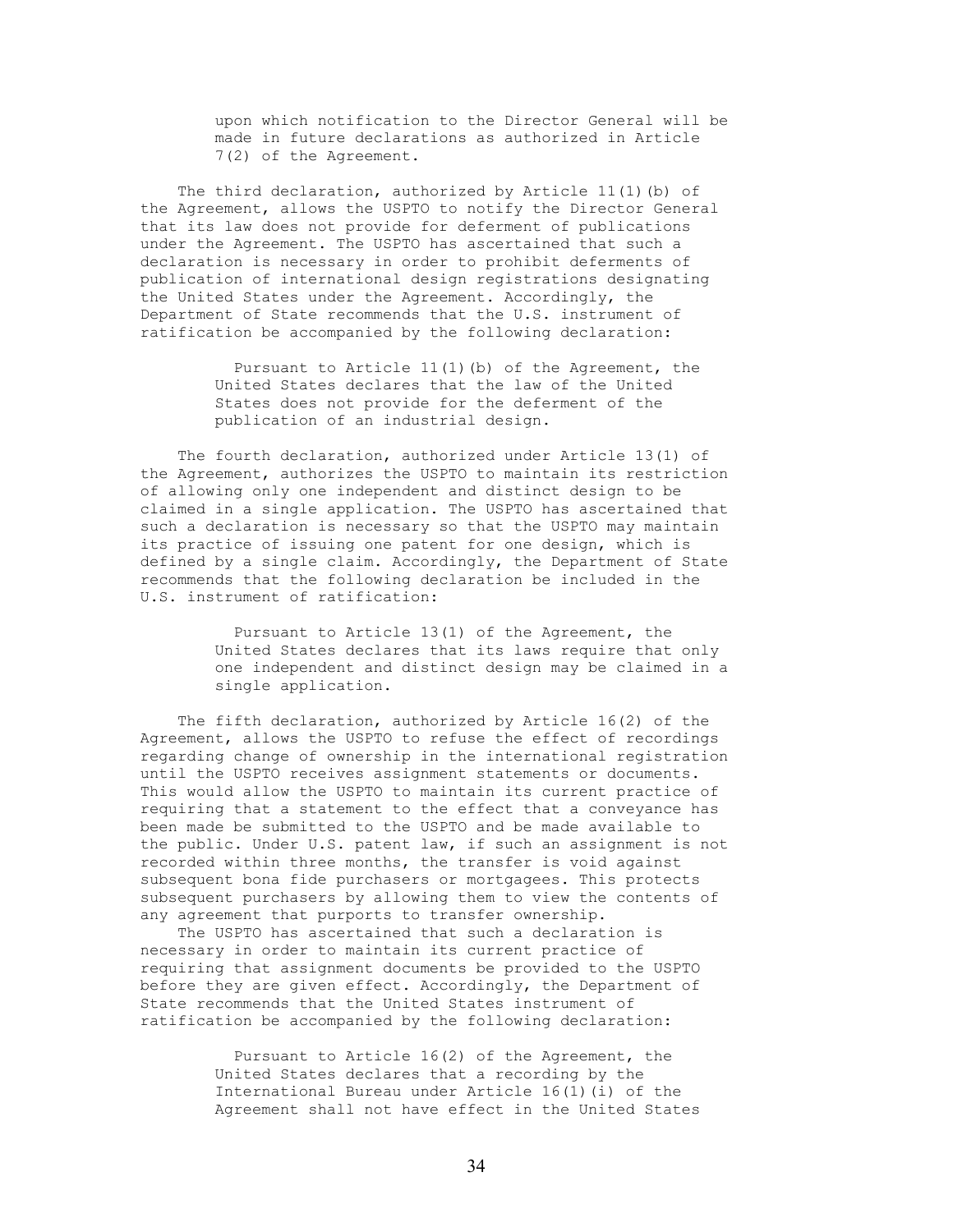> upon which notification to the Director General will be made in future declarations as authorized in Article 7(2) of the Agreement.

The third declaration, authorized by Article 11(1)(b) of the Agreement, allows the USPTO to notify the Director General that its law does not provide for deferment of publications under the Agreement. The USPTO has ascertained that such a declaration is necessary in order to prohibit deferments of publication of international design registrations designating the United States under the Agreement. Accordingly, the Department of State recommends that the U.S. instrument of ratification be accompanied by the following declaration:

> Pursuant to Article 11(1)(b) of the Agreement, the United States declares that the law of the United States does not provide for the deferment of the publication of an industrial design.

The fourth declaration, authorized under Article 13(1) of the Agreement, authorizes the USPTO to maintain its restriction of allowing only one independent and distinct design to be claimed in a single application. The USPTO has ascertained that such a declaration is necessary so that the USPTO may maintain its practice of issuing one patent for one design, which is defined by a single claim. Accordingly, the Department of State recommends that the following declaration be included in the U.S. instrument of ratification:

> Pursuant to Article 13(1) of the Agreement, the United States declares that its laws require that only one independent and distinct design may be claimed in a single application.

The fifth declaration, authorized by Article 16(2) of the Agreement, allows the USPTO to refuse the effect of recordings regarding change of ownership in the international registration until the USPTO receives assignment statements or documents. This would allow the USPTO to maintain its current practice of requiring that a statement to the effect that a conveyance has been made be submitted to the USPTO and be made available to the public. Under U.S. patent law, if such an assignment is not recorded within three months, the transfer is void against subsequent bona fide purchasers or mortgagees. This protects subsequent purchasers by allowing them to view the contents of any agreement that purports to transfer ownership.

The USPTO has ascertained that such a declaration is necessary in order to maintain its current practice of requiring that assignment documents be provided to the USPTO before they are given effect. Accordingly, the Department of State recommends that the United States instrument of ratification be accompanied by the following declaration:

> Pursuant to Article 16(2) of the Agreement, the United States declares that a recording by the International Bureau under Article 16(1)(i) of the Agreement shall not have effect in the United States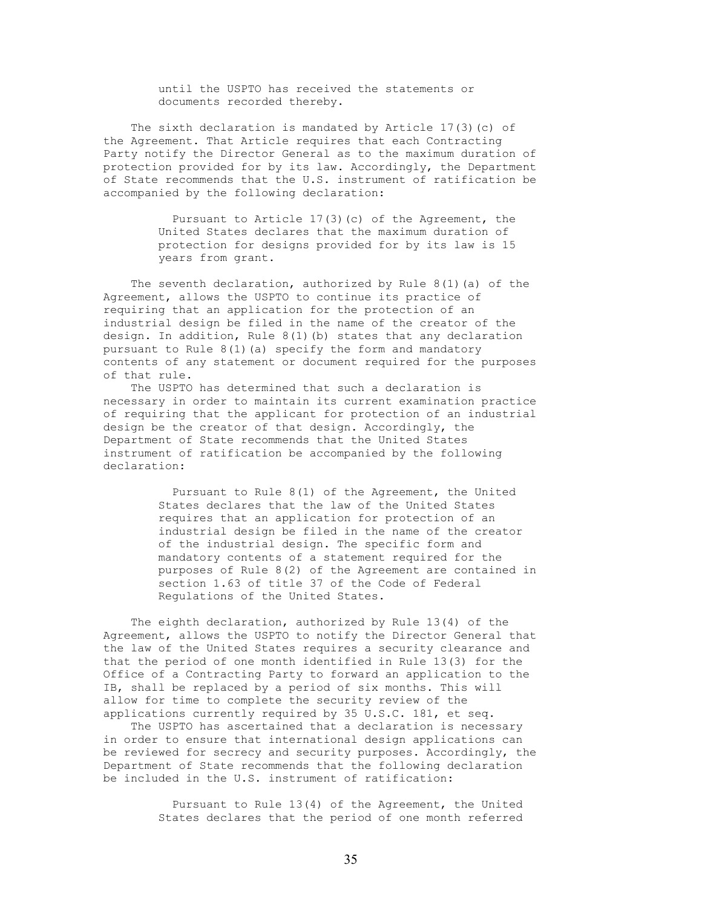until the USPTO has received the statements or documents recorded thereby.

The sixth declaration is mandated by Article 17(3)(c) of the Agreement. That Article requires that each Contracting Party notify the Director General as to the maximum duration of protection provided for by its law. Accordingly, the Department of State recommends that the U.S. instrument of ratification be accompanied by the following declaration:

> Pursuant to Article 17(3)(c) of the Agreement, the United States declares that the maximum duration of protection for designs provided for by its law is 15 years from grant.

The seventh declaration, authorized by Rule 8(1)(a) of the Agreement, allows the USPTO to continue its practice of requiring that an application for the protection of an industrial design be filed in the name of the creator of the design. In addition, Rule 8(1)(b) states that any declaration pursuant to Rule 8(1)(a) specify the form and mandatory contents of any statement or document required for the purposes of that rule.

The USPTO has determined that such a declaration is necessary in order to maintain its current examination practice of requiring that the applicant for protection of an industrial design be the creator of that design. Accordingly, the Department of State recommends that the United States instrument of ratification be accompanied by the following declaration:

> Pursuant to Rule 8(1) of the Agreement, the United States declares that the law of the United States requires that an application for protection of an industrial design be filed in the name of the creator of the industrial design. The specific form and mandatory contents of a statement required for the purposes of Rule 8(2) of the Agreement are contained in section 1.63 of title 37 of the Code of Federal Regulations of the United States.

The eighth declaration, authorized by Rule 13(4) of the Agreement, allows the USPTO to notify the Director General that the law of the United States requires a security clearance and that the period of one month identified in Rule 13(3) for the Office of a Contracting Party to forward an application to the IB, shall be replaced by a period of six months. This will allow for time to complete the security review of the applications currently required by 35 U.S.C. 181, et seq.

The USPTO has ascertained that a declaration is necessary in order to ensure that international design applications can be reviewed for secrecy and security purposes. Accordingly, the Department of State recommends that the following declaration be included in the U.S. instrument of ratification:

> Pursuant to Rule 13(4) of the Agreement, the United States declares that the period of one month referred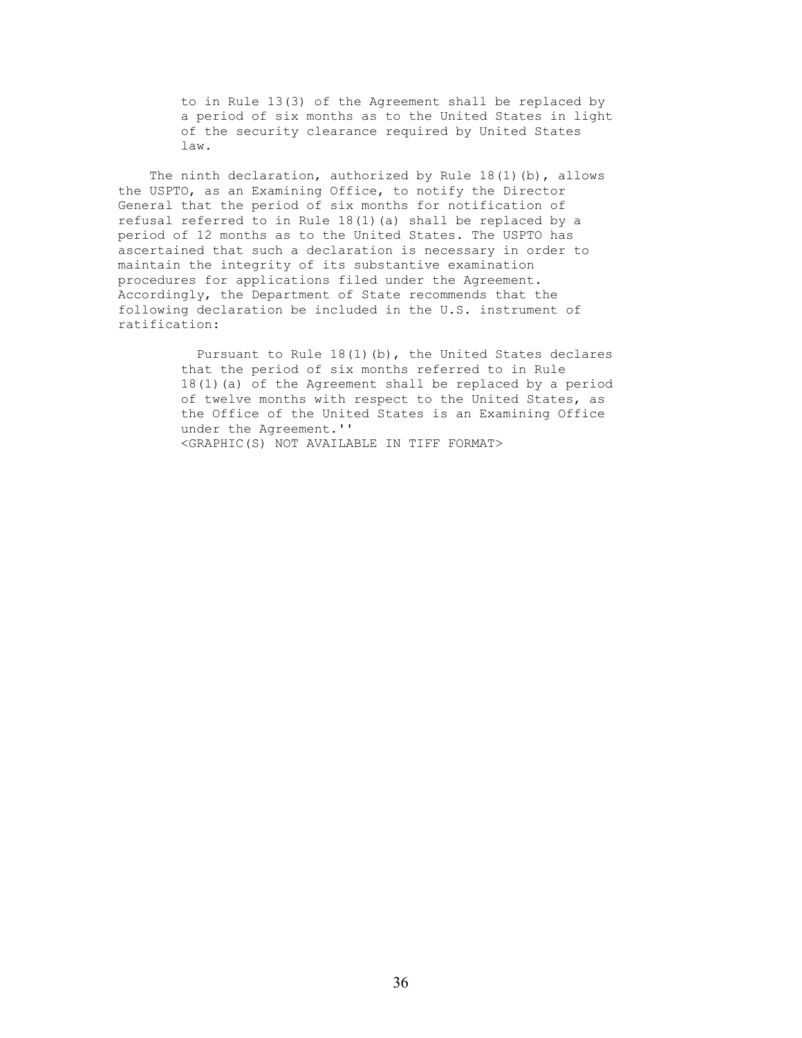to in Rule 13(3) of the Agreement shall be replaced by a period of six months as to the United States in light of the security clearance required by United States law.

The ninth declaration, authorized by Rule 18(1)(b), allows the USPTO, as an Examining Office, to notify the Director General that the period of six months for notification of refusal referred to in Rule 18(1)(a) shall be replaced by a period of 12 months as to the United States. The USPTO has ascertained that such a declaration is necessary in order to maintain the integrity of its substantive examination procedures for applications filed under the Agreement. Accordingly, the Department of State recommends that the following declaration be included in the U.S. instrument of ratification:

> Pursuant to Rule 18(1)(b), the United States declares that the period of six months referred to in Rule 18(1)(a) of the Agreement shall be replaced by a period of twelve months with respect to the United States, as the Office of the United States is an Examining Office under the Agreement.''
>
> <GRAPHIC(S) NOT AVAILABLE IN TIFF FORMAT>